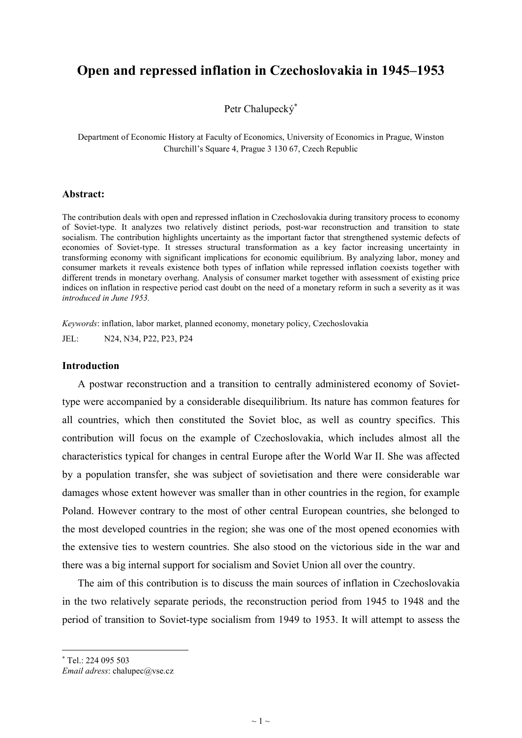# Open and repressed inflation in Czechoslovakia in 1945–1953

Petr Chalupecký[*]

Department of Economic History at Faculty of Economics, University of Economics in Prague, Winston Churchill's Square 4, Prague 3 130 67, Czech Republic

### Abstract:

The contribution deals with open and repressed inflation in Czechoslovakia during transitory process to economy of Soviet-type. It analyzes two relatively distinct periods, post-war reconstruction and transition to state socialism. The contribution highlights uncertainty as the important factor that strengthened systemic defects of economies of Soviet-type. It stresses structural transformation as a key factor increasing uncertainty in transforming economy with significant implications for economic equilibrium. By analyzing labor, money and consumer markets it reveals existence both types of inflation while repressed inflation coexists together with different trends in monetary overhang. Analysis of consumer market together with assessment of existing price indices on inflation in respective period cast doubt on the need of a monetary reform in such a severity as it was *introduced in June 1953.*

*Keywords*: inflation, labor market, planned economy, monetary policy, Czechoslovakia

JEL: N24, N34, P22, P23, P24

### Introduction

A postwar reconstruction and a transition to centrally administered economy of Soviet-type were accompanied by a considerable disequilibrium. Its nature has common features for all countries, which then constituted the Soviet bloc, as well as country specifics. This contribution will focus on the example of Czechoslovakia, which includes almost all the characteristics typical for changes in central Europe after the World War II. She was affected by a population transfer, she was subject of sovietisation and there were considerable war damages whose extent however was smaller than in other countries in the region, for example Poland. However contrary to the most of other central European countries, she belonged to the most developed countries in the region; she was one of the most opened economies with the extensive ties to western countries. She also stood on the victorious side in the war and there was a big internal support for socialism and Soviet Union all over the country.

The aim of this contribution is to discuss the main sources of inflation in Czechoslovakia in the two relatively separate periods, the reconstruction period from 1945 to 1948 and the period of transition to Soviet-type socialism from 1949 to 1953. It will attempt to assess the

[*] Tel.: 224 095 503
*Email adress*: chalupec@vse.cz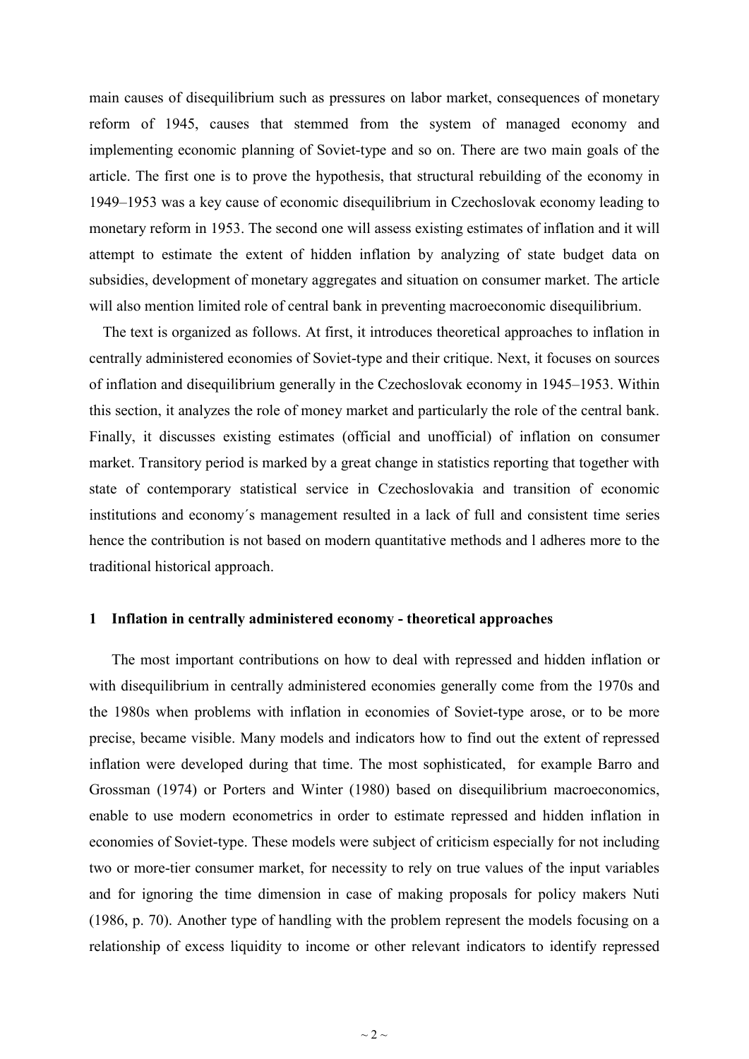main causes of disequilibrium such as pressures on labor market, consequences of monetary reform of 1945, causes that stemmed from the system of managed economy and implementing economic planning of Soviet-type and so on. There are two main goals of the article. The first one is to prove the hypothesis, that structural rebuilding of the economy in 1949–1953 was a key cause of economic disequilibrium in Czechoslovak economy leading to monetary reform in 1953. The second one will assess existing estimates of inflation and it will attempt to estimate the extent of hidden inflation by analyzing of state budget data on subsidies, development of monetary aggregates and situation on consumer market. The article will also mention limited role of central bank in preventing macroeconomic disequilibrium.

The text is organized as follows. At first, it introduces theoretical approaches to inflation in centrally administered economies of Soviet-type and their critique. Next, it focuses on sources of inflation and disequilibrium generally in the Czechoslovak economy in 1945–1953. Within this section, it analyzes the role of money market and particularly the role of the central bank. Finally, it discusses existing estimates (official and unofficial) of inflation on consumer market. Transitory period is marked by a great change in statistics reporting that together with state of contemporary statistical service in Czechoslovakia and transition of economic institutions and economy´s management resulted in a lack of full and consistent time series hence the contribution is not based on modern quantitative methods and l adheres more to the traditional historical approach.

## 1 Inflation in centrally administered economy - theoretical approaches

The most important contributions on how to deal with repressed and hidden inflation or with disequilibrium in centrally administered economies generally come from the 1970s and the 1980s when problems with inflation in economies of Soviet-type arose, or to be more precise, became visible. Many models and indicators how to find out the extent of repressed inflation were developed during that time. The most sophisticated, for example Barro and Grossman (1974) or Porters and Winter (1980) based on disequilibrium macroeconomics, enable to use modern econometrics in order to estimate repressed and hidden inflation in economies of Soviet-type. These models were subject of criticism especially for not including two or more-tier consumer market, for necessity to rely on true values of the input variables and for ignoring the time dimension in case of making proposals for policy makers Nuti (1986, p. 70). Another type of handling with the problem represent the models focusing on a relationship of excess liquidity to income or other relevant indicators to identify repressed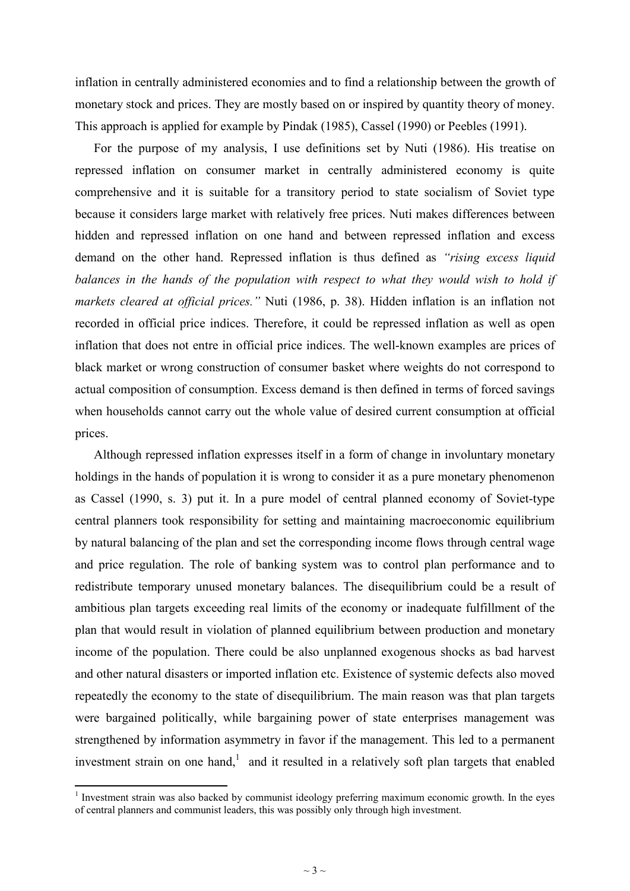inflation in centrally administered economies and to find a relationship between the growth of monetary stock and prices. They are mostly based on or inspired by quantity theory of money. This approach is applied for example by Pindak (1985), Cassel (1990) or Peebles (1991).

For the purpose of my analysis, I use definitions set by Nuti (1986). His treatise on repressed inflation on consumer market in centrally administered economy is quite comprehensive and it is suitable for a transitory period to state socialism of Soviet type because it considers large market with relatively free prices. Nuti makes differences between hidden and repressed inflation on one hand and between repressed inflation and excess demand on the other hand. Repressed inflation is thus defined as *"rising excess liquid balances in the hands of the population with respect to what they would wish to hold if markets cleared at official prices."* Nuti (1986, p. 38). Hidden inflation is an inflation not recorded in official price indices. Therefore, it could be repressed inflation as well as open inflation that does not entre in official price indices. The well-known examples are prices of black market or wrong construction of consumer basket where weights do not correspond to actual composition of consumption. Excess demand is then defined in terms of forced savings when households cannot carry out the whole value of desired current consumption at official prices.

Although repressed inflation expresses itself in a form of change in involuntary monetary holdings in the hands of population it is wrong to consider it as a pure monetary phenomenon as Cassel (1990, s. 3) put it. In a pure model of central planned economy of Soviet-type central planners took responsibility for setting and maintaining macroeconomic equilibrium by natural balancing of the plan and set the corresponding income flows through central wage and price regulation. The role of banking system was to control plan performance and to redistribute temporary unused monetary balances. The disequilibrium could be a result of ambitious plan targets exceeding real limits of the economy or inadequate fulfillment of the plan that would result in violation of planned equilibrium between production and monetary income of the population. There could be also unplanned exogenous shocks as bad harvest and other natural disasters or imported inflation etc. Existence of systemic defects also moved repeatedly the economy to the state of disequilibrium. The main reason was that plan targets were bargained politically, while bargaining power of state enterprises management was strengthened by information asymmetry in favor if the management. This led to a permanent investment strain on one hand,[1] and it resulted in a relatively soft plan targets that enabled

[1] Investment strain was also backed by communist ideology preferring maximum economic growth. In the eyes of central planners and communist leaders, this was possibly only through high investment.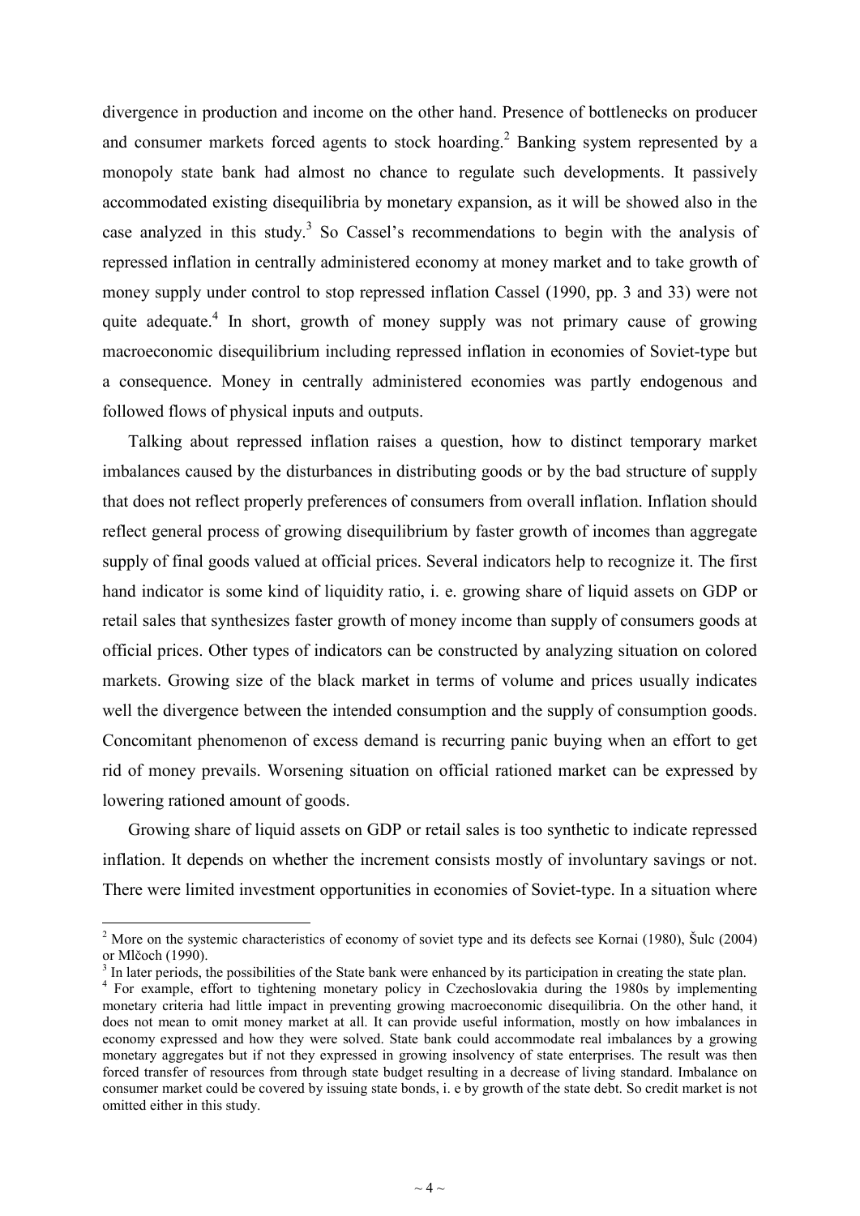divergence in production and income on the other hand. Presence of bottlenecks on producer and consumer markets forced agents to stock hoarding.[2] Banking system represented by a monopoly state bank had almost no chance to regulate such developments. It passively accommodated existing disequilibria by monetary expansion, as it will be showed also in the case analyzed in this study.[3] So Cassel's recommendations to begin with the analysis of repressed inflation in centrally administered economy at money market and to take growth of money supply under control to stop repressed inflation Cassel (1990, pp. 3 and 33) were not quite adequate.[4] In short, growth of money supply was not primary cause of growing macroeconomic disequilibrium including repressed inflation in economies of Soviet-type but a consequence. Money in centrally administered economies was partly endogenous and followed flows of physical inputs and outputs.

Talking about repressed inflation raises a question, how to distinct temporary market imbalances caused by the disturbances in distributing goods or by the bad structure of supply that does not reflect properly preferences of consumers from overall inflation. Inflation should reflect general process of growing disequilibrium by faster growth of incomes than aggregate supply of final goods valued at official prices. Several indicators help to recognize it. The first hand indicator is some kind of liquidity ratio, i. e. growing share of liquid assets on GDP or retail sales that synthesizes faster growth of money income than supply of consumers goods at official prices. Other types of indicators can be constructed by analyzing situation on colored markets. Growing size of the black market in terms of volume and prices usually indicates well the divergence between the intended consumption and the supply of consumption goods. Concomitant phenomenon of excess demand is recurring panic buying when an effort to get rid of money prevails. Worsening situation on official rationed market can be expressed by lowering rationed amount of goods.

Growing share of liquid assets on GDP or retail sales is too synthetic to indicate repressed inflation. It depends on whether the increment consists mostly of involuntary savings or not. There were limited investment opportunities in economies of Soviet-type. In a situation where

---

[2] More on the systemic characteristics of economy of soviet type and its defects see Kornai (1980), Šulc (2004) or Mlčoch (1990).

[3] In later periods, the possibilities of the State bank were enhanced by its participation in creating the state plan.

[4] For example, effort to tightening monetary policy in Czechoslovakia during the 1980s by implementing monetary criteria had little impact in preventing growing macroeconomic disequilibria. On the other hand, it does not mean to omit money market at all. It can provide useful information, mostly on how imbalances in economy expressed and how they were solved. State bank could accommodate real imbalances by a growing monetary aggregates but if not they expressed in growing insolvency of state enterprises. The result was then forced transfer of resources from through state budget resulting in a decrease of living standard. Imbalance on consumer market could be covered by issuing state bonds, i. e by growth of the state debt. So credit market is not omitted either in this study.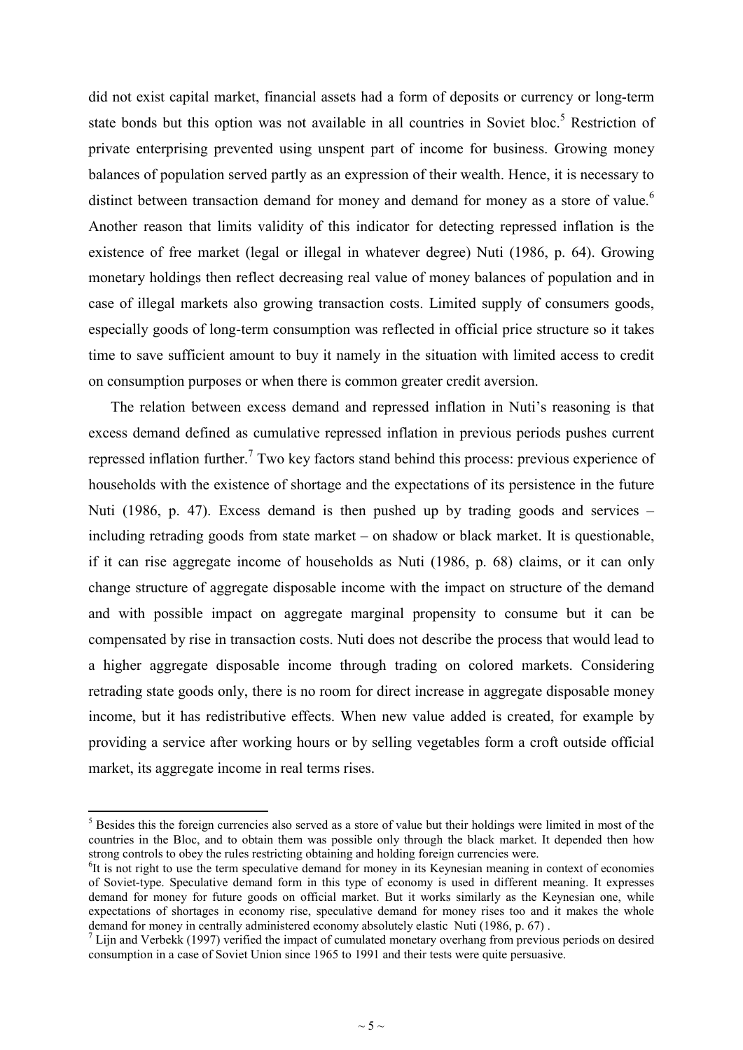did not exist capital market, financial assets had a form of deposits or currency or long-term state bonds but this option was not available in all countries in Soviet bloc.[5] Restriction of private enterprising prevented using unspent part of income for business. Growing money balances of population served partly as an expression of their wealth. Hence, it is necessary to distinct between transaction demand for money and demand for money as a store of value.[6] Another reason that limits validity of this indicator for detecting repressed inflation is the existence of free market (legal or illegal in whatever degree) Nuti (1986, p. 64). Growing monetary holdings then reflect decreasing real value of money balances of population and in case of illegal markets also growing transaction costs. Limited supply of consumers goods, especially goods of long-term consumption was reflected in official price structure so it takes time to save sufficient amount to buy it namely in the situation with limited access to credit on consumption purposes or when there is common greater credit aversion.

The relation between excess demand and repressed inflation in Nuti's reasoning is that excess demand defined as cumulative repressed inflation in previous periods pushes current repressed inflation further.[7] Two key factors stand behind this process: previous experience of households with the existence of shortage and the expectations of its persistence in the future Nuti (1986, p. 47). Excess demand is then pushed up by trading goods and services – including retrading goods from state market – on shadow or black market. It is questionable, if it can rise aggregate income of households as Nuti (1986, p. 68) claims, or it can only change structure of aggregate disposable income with the impact on structure of the demand and with possible impact on aggregate marginal propensity to consume but it can be compensated by rise in transaction costs. Nuti does not describe the process that would lead to a higher aggregate disposable income through trading on colored markets. Considering retrading state goods only, there is no room for direct increase in aggregate disposable money income, but it has redistributive effects. When new value added is created, for example by providing a service after working hours or by selling vegetables form a croft outside official market, its aggregate income in real terms rises.

---

[5] Besides this the foreign currencies also served as a store of value but their holdings were limited in most of the countries in the Bloc, and to obtain them was possible only through the black market. It depended then how strong controls to obey the rules restricting obtaining and holding foreign currencies were.

[6] It is not right to use the term speculative demand for money in its Keynesian meaning in context of economies of Soviet-type. Speculative demand form in this type of economy is used in different meaning. It expresses demand for money for future goods on official market. But it works similarly as the Keynesian one, while expectations of shortages in economy rise, speculative demand for money rises too and it makes the whole demand for money in centrally administered economy absolutely elastic Nuti (1986, p. 67) .

[7] Lijn and Verbekk (1997) verified the impact of cumulated monetary overhang from previous periods on desired consumption in a case of Soviet Union since 1965 to 1991 and their tests were quite persuasive.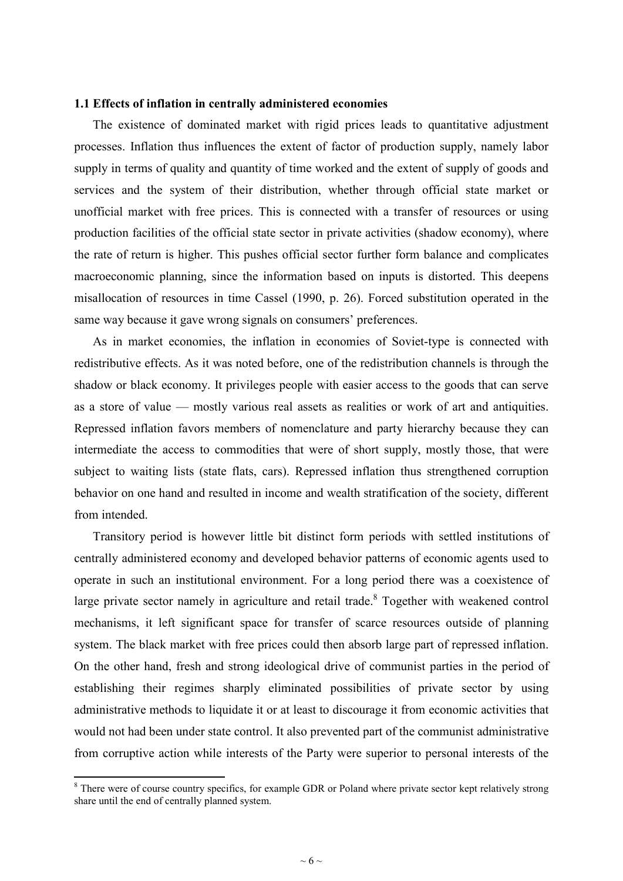### 1.1 Effects of inflation in centrally administered economies

The existence of dominated market with rigid prices leads to quantitative adjustment processes. Inflation thus influences the extent of factor of production supply, namely labor supply in terms of quality and quantity of time worked and the extent of supply of goods and services and the system of their distribution, whether through official state market or unofficial market with free prices. This is connected with a transfer of resources or using production facilities of the official state sector in private activities (shadow economy), where the rate of return is higher. This pushes official sector further form balance and complicates macroeconomic planning, since the information based on inputs is distorted. This deepens misallocation of resources in time Cassel (1990, p. 26). Forced substitution operated in the same way because it gave wrong signals on consumers' preferences.

As in market economies, the inflation in economies of Soviet-type is connected with redistributive effects. As it was noted before, one of the redistribution channels is through the shadow or black economy. It privileges people with easier access to the goods that can serve as a store of value — mostly various real assets as realities or work of art and antiquities. Repressed inflation favors members of nomenclature and party hierarchy because they can intermediate the access to commodities that were of short supply, mostly those, that were subject to waiting lists (state flats, cars). Repressed inflation thus strengthened corruption behavior on one hand and resulted in income and wealth stratification of the society, different from intended.

Transitory period is however little bit distinct form periods with settled institutions of centrally administered economy and developed behavior patterns of economic agents used to operate in such an institutional environment. For a long period there was a coexistence of large private sector namely in agriculture and retail trade.[8] Together with weakened control mechanisms, it left significant space for transfer of scarce resources outside of planning system. The black market with free prices could then absorb large part of repressed inflation. On the other hand, fresh and strong ideological drive of communist parties in the period of establishing their regimes sharply eliminated possibilities of private sector by using administrative methods to liquidate it or at least to discourage it from economic activities that would not had been under state control. It also prevented part of the communist administrative from corruptive action while interests of the Party were superior to personal interests of the

[8] There were of course country specifics, for example GDR or Poland where private sector kept relatively strong share until the end of centrally planned system.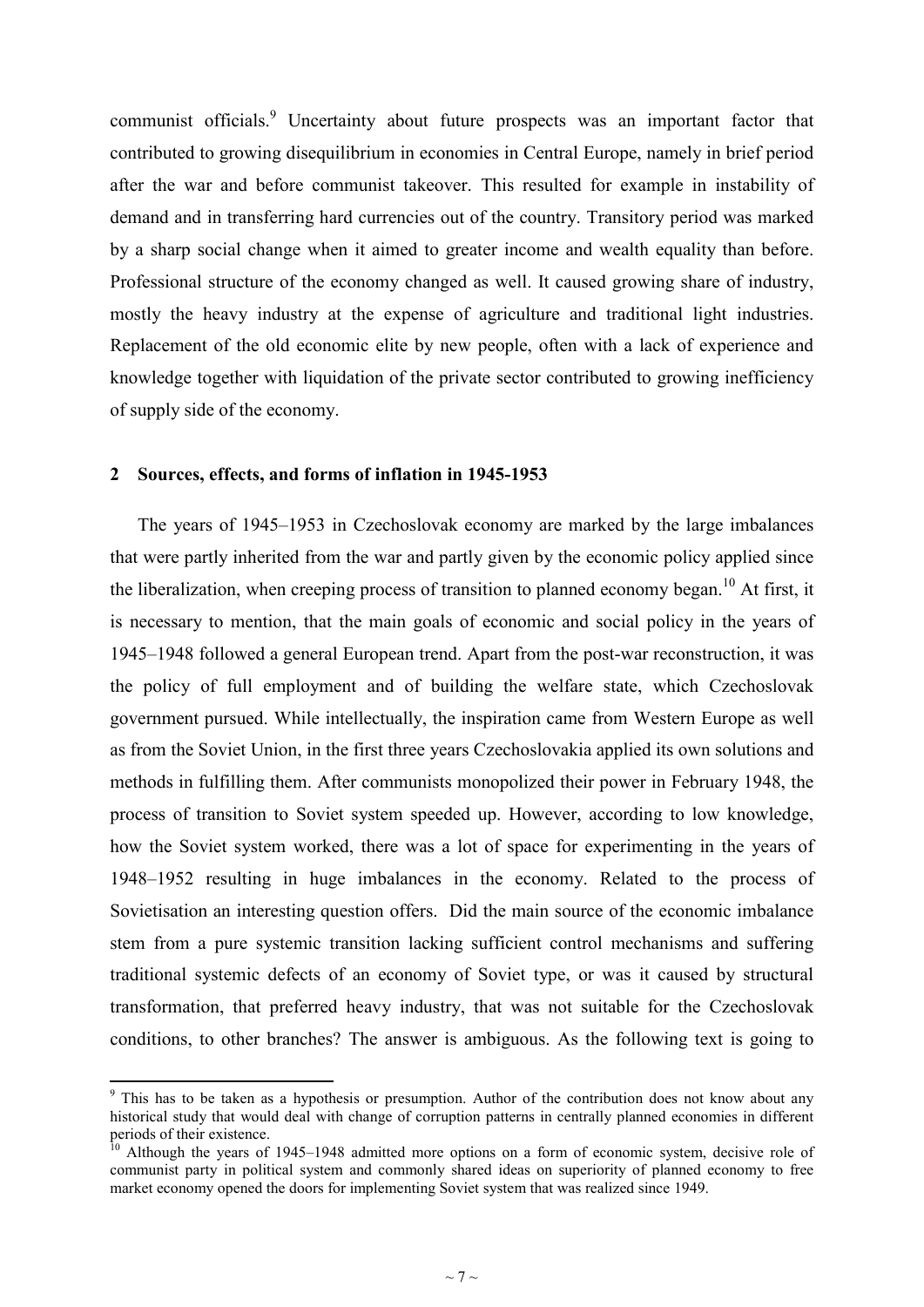communist officials.[9] Uncertainty about future prospects was an important factor that contributed to growing disequilibrium in economies in Central Europe, namely in brief period after the war and before communist takeover. This resulted for example in instability of demand and in transferring hard currencies out of the country. Transitory period was marked by a sharp social change when it aimed to greater income and wealth equality than before. Professional structure of the economy changed as well. It caused growing share of industry, mostly the heavy industry at the expense of agriculture and traditional light industries. Replacement of the old economic elite by new people, often with a lack of experience and knowledge together with liquidation of the private sector contributed to growing inefficiency of supply side of the economy.

## 2 Sources, effects, and forms of inflation in 1945-1953

The years of 1945–1953 in Czechoslovak economy are marked by the large imbalances that were partly inherited from the war and partly given by the economic policy applied since the liberalization, when creeping process of transition to planned economy began.[10] At first, it is necessary to mention, that the main goals of economic and social policy in the years of 1945–1948 followed a general European trend. Apart from the post-war reconstruction, it was the policy of full employment and of building the welfare state, which Czechoslovak government pursued. While intellectually, the inspiration came from Western Europe as well as from the Soviet Union, in the first three years Czechoslovakia applied its own solutions and methods in fulfilling them. After communists monopolized their power in February 1948, the process of transition to Soviet system speeded up. However, according to low knowledge, how the Soviet system worked, there was a lot of space for experimenting in the years of 1948–1952 resulting in huge imbalances in the economy. Related to the process of Sovietisation an interesting question offers. Did the main source of the economic imbalance stem from a pure systemic transition lacking sufficient control mechanisms and suffering traditional systemic defects of an economy of Soviet type, or was it caused by structural transformation, that preferred heavy industry, that was not suitable for the Czechoslovak conditions, to other branches? The answer is ambiguous. As the following text is going to

---

[9] This has to be taken as a hypothesis or presumption. Author of the contribution does not know about any historical study that would deal with change of corruption patterns in centrally planned economies in different periods of their existence.

[10] Although the years of 1945–1948 admitted more options on a form of economic system, decisive role of communist party in political system and commonly shared ideas on superiority of planned economy to free market economy opened the doors for implementing Soviet system that was realized since 1949.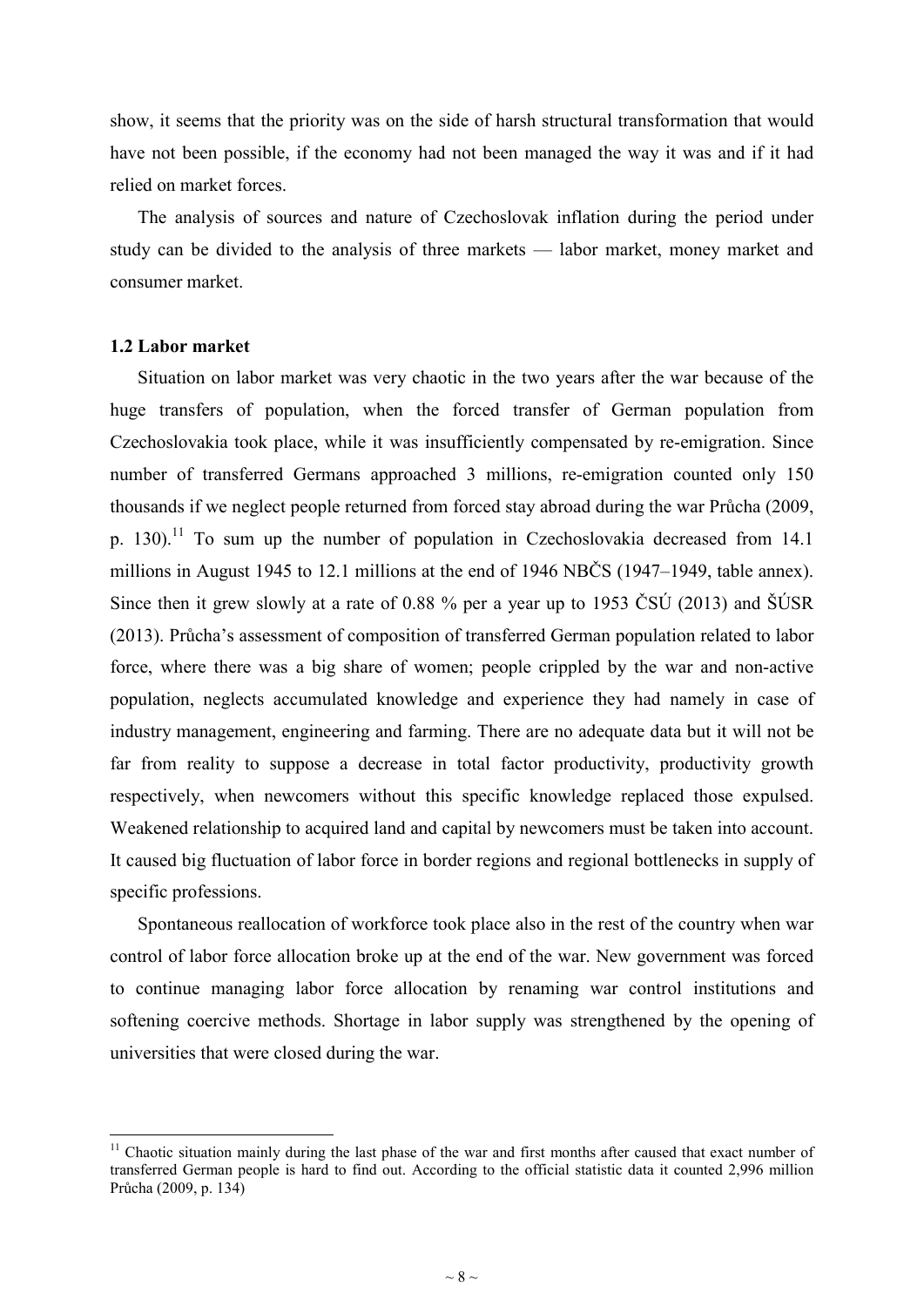show, it seems that the priority was on the side of harsh structural transformation that would have not been possible, if the economy had not been managed the way it was and if it had relied on market forces.

The analysis of sources and nature of Czechoslovak inflation during the period under study can be divided to the analysis of three markets — labor market, money market and consumer market.

### 1.2 Labor market

Situation on labor market was very chaotic in the two years after the war because of the huge transfers of population, when the forced transfer of German population from Czechoslovakia took place, while it was insufficiently compensated by re-emigration. Since number of transferred Germans approached 3 millions, re-emigration counted only 150 thousands if we neglect people returned from forced stay abroad during the war Průcha (2009, p. 130).[11] To sum up the number of population in Czechoslovakia decreased from 14.1 millions in August 1945 to 12.1 millions at the end of 1946 NBČS (1947–1949, table annex). Since then it grew slowly at a rate of 0.88 % per a year up to 1953 ČSÚ (2013) and ŠÚSR (2013). Průcha's assessment of composition of transferred German population related to labor force, where there was a big share of women; people crippled by the war and non-active population, neglects accumulated knowledge and experience they had namely in case of industry management, engineering and farming. There are no adequate data but it will not be far from reality to suppose a decrease in total factor productivity, productivity growth respectively, when newcomers without this specific knowledge replaced those expulsed. Weakened relationship to acquired land and capital by newcomers must be taken into account. It caused big fluctuation of labor force in border regions and regional bottlenecks in supply of specific professions.

Spontaneous reallocation of workforce took place also in the rest of the country when war control of labor force allocation broke up at the end of the war. New government was forced to continue managing labor force allocation by renaming war control institutions and softening coercive methods. Shortage in labor supply was strengthened by the opening of universities that were closed during the war.

[11] Chaotic situation mainly during the last phase of the war and first months after caused that exact number of transferred German people is hard to find out. According to the official statistic data it counted 2,996 million Průcha (2009, p. 134)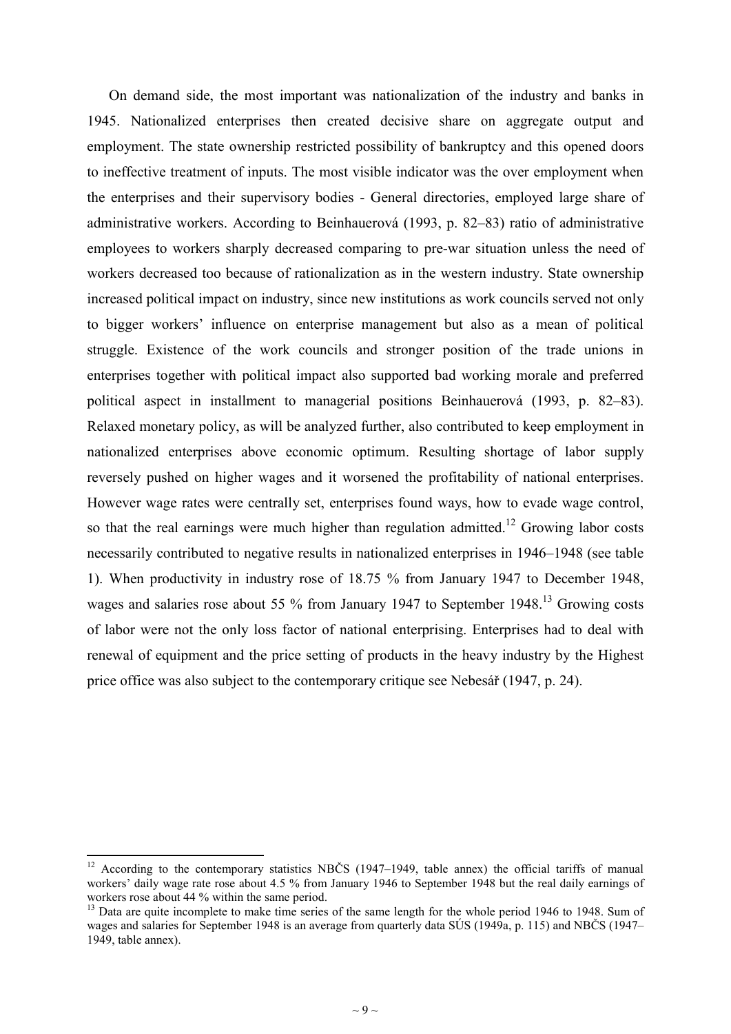On demand side, the most important was nationalization of the industry and banks in 1945. Nationalized enterprises then created decisive share on aggregate output and employment. The state ownership restricted possibility of bankruptcy and this opened doors to ineffective treatment of inputs. The most visible indicator was the over employment when the enterprises and their supervisory bodies - General directories, employed large share of administrative workers. According to Beinhauerová (1993, p. 82–83) ratio of administrative employees to workers sharply decreased comparing to pre-war situation unless the need of workers decreased too because of rationalization as in the western industry. State ownership increased political impact on industry, since new institutions as work councils served not only to bigger workers' influence on enterprise management but also as a mean of political struggle. Existence of the work councils and stronger position of the trade unions in enterprises together with political impact also supported bad working morale and preferred political aspect in installment to managerial positions Beinhauerová (1993, p. 82–83). Relaxed monetary policy, as will be analyzed further, also contributed to keep employment in nationalized enterprises above economic optimum. Resulting shortage of labor supply reversely pushed on higher wages and it worsened the profitability of national enterprises. However wage rates were centrally set, enterprises found ways, how to evade wage control, so that the real earnings were much higher than regulation admitted.[12] Growing labor costs necessarily contributed to negative results in nationalized enterprises in 1946–1948 (see table 1). When productivity in industry rose of 18.75 % from January 1947 to December 1948, wages and salaries rose about 55 % from January 1947 to September 1948.[13] Growing costs of labor were not the only loss factor of national enterprising. Enterprises had to deal with renewal of equipment and the price setting of products in the heavy industry by the Highest price office was also subject to the contemporary critique see Nebesář (1947, p. 24).

---

[12] According to the contemporary statistics NBČS (1947–1949, table annex) the official tariffs of manual workers' daily wage rate rose about 4.5 % from January 1946 to September 1948 but the real daily earnings of workers rose about 44 % within the same period.

[13] Data are quite incomplete to make time series of the same length for the whole period 1946 to 1948. Sum of wages and salaries for September 1948 is an average from quarterly data SÚS (1949a, p. 115) and NBČS (1947–1949, table annex).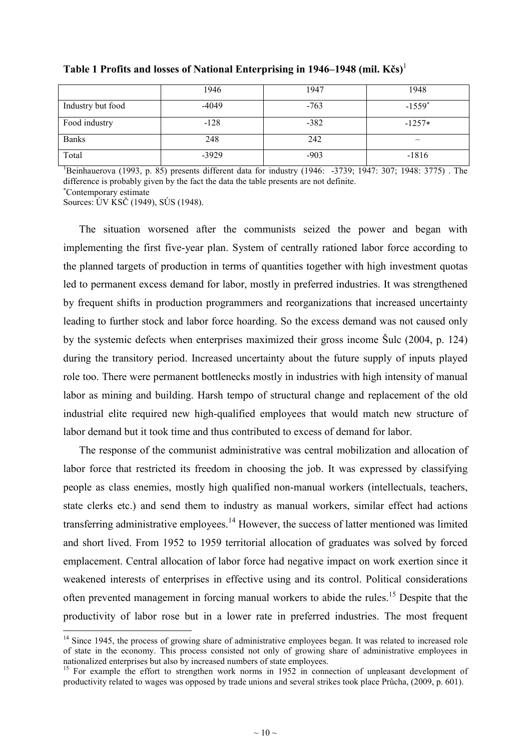**Table 1 Profits and losses of National Enterprising in 1946–1948 (mil. Kčs)**[1]

| | 1946 | 1947 | 1948 |
|---|---|---|---|
| Industry but food | -4049 | -763 | -1559* |
| Food industry | -128 | -382 | -1257* |
| Banks | 248 | 242 | – |
| Total | -3929 | -903 | -1816 |

[1]Beinhauerova (1993, p. 85) presents different data for industry (1946: -3739; 1947: 307; 1948: 3775) . The difference is probably given by the fact the data the table presents are not definite.
*Contemporary estimate
Sources: ÚV KSČ (1949), SÚS (1948).

The situation worsened after the communists seized the power and began with implementing the first five-year plan. System of centrally rationed labor force according to the planned targets of production in terms of quantities together with high investment quotas led to permanent excess demand for labor, mostly in preferred industries. It was strengthened by frequent shifts in production programmers and reorganizations that increased uncertainty leading to further stock and labor force hoarding. So the excess demand was not caused only by the systemic defects when enterprises maximized their gross income Šulc (2004, p. 124) during the transitory period. Increased uncertainty about the future supply of inputs played role too. There were permanent bottlenecks mostly in industries with high intensity of manual labor as mining and building. Harsh tempo of structural change and replacement of the old industrial elite required new high-qualified employees that would match new structure of labor demand but it took time and thus contributed to excess of demand for labor.

The response of the communist administrative was central mobilization and allocation of labor force that restricted its freedom in choosing the job. It was expressed by classifying people as class enemies, mostly high qualified non-manual workers (intellectuals, teachers, state clerks etc.) and send them to industry as manual workers, similar effect had actions transferring administrative employees.[14] However, the success of latter mentioned was limited and short lived. From 1952 to 1959 territorial allocation of graduates was solved by forced emplacement. Central allocation of labor force had negative impact on work exertion since it weakened interests of enterprises in effective using and its control. Political considerations often prevented management in forcing manual workers to abide the rules.[15] Despite that the productivity of labor rose but in a lower rate in preferred industries. The most frequent

[14] Since 1945, the process of growing share of administrative employees began. It was related to increased role of state in the economy. This process consisted not only of growing share of administrative employees in nationalized enterprises but also by increased numbers of state employees.

[15] For example the effort to strengthen work norms in 1952 in connection of unpleasant development of productivity related to wages was opposed by trade unions and several strikes took place Průcha, (2009, p. 601).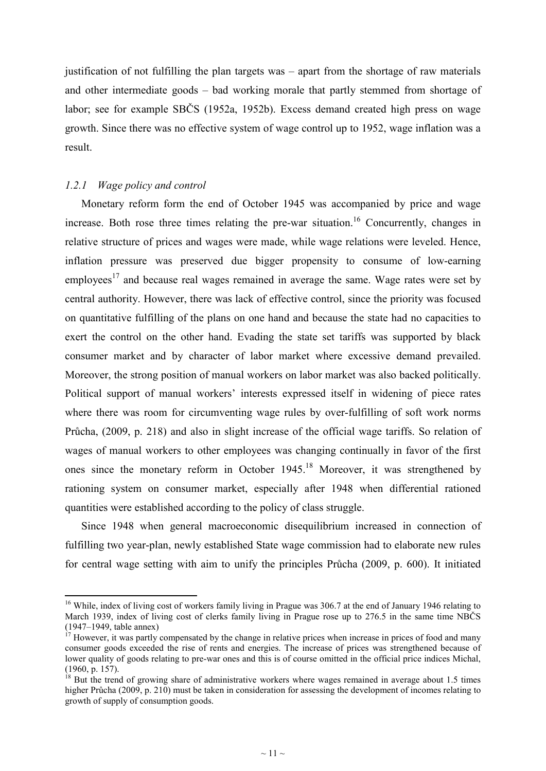justification of not fulfilling the plan targets was – apart from the shortage of raw materials and other intermediate goods – bad working morale that partly stemmed from shortage of labor; see for example SBČS (1952a, 1952b). Excess demand created high press on wage growth. Since there was no effective system of wage control up to 1952, wage inflation was a result.

### *1.2.1 Wage policy and control*

Monetary reform form the end of October 1945 was accompanied by price and wage increase. Both rose three times relating the pre-war situation.[16] Concurrently, changes in relative structure of prices and wages were made, while wage relations were leveled. Hence, inflation pressure was preserved due bigger propensity to consume of low-earning employees[17] and because real wages remained in average the same. Wage rates were set by central authority. However, there was lack of effective control, since the priority was focused on quantitative fulfilling of the plans on one hand and because the state had no capacities to exert the control on the other hand. Evading the state set tariffs was supported by black consumer market and by character of labor market where excessive demand prevailed. Moreover, the strong position of manual workers on labor market was also backed politically. Political support of manual workers' interests expressed itself in widening of piece rates where there was room for circumventing wage rules by over-fulfilling of soft work norms Průcha, (2009, p. 218) and also in slight increase of the official wage tariffs. So relation of wages of manual workers to other employees was changing continually in favor of the first ones since the monetary reform in October 1945.[18] Moreover, it was strengthened by rationing system on consumer market, especially after 1948 when differential rationed quantities were established according to the policy of class struggle.

Since 1948 when general macroeconomic disequilibrium increased in connection of fulfilling two year-plan, newly established State wage commission had to elaborate new rules for central wage setting with aim to unify the principles Průcha (2009, p. 600). It initiated

---

[16] While, index of living cost of workers family living in Prague was 306.7 at the end of January 1946 relating to March 1939, index of living cost of clerks family living in Prague rose up to 276.5 in the same time NBČS (1947–1949, table annex)

[17] However, it was partly compensated by the change in relative prices when increase in prices of food and many consumer goods exceeded the rise of rents and energies. The increase of prices was strengthened because of lower quality of goods relating to pre-war ones and this is of course omitted in the official price indices Michal, (1960, p. 157).

[18] But the trend of growing share of administrative workers where wages remained in average about 1.5 times higher Průcha (2009, p. 210) must be taken in consideration for assessing the development of incomes relating to growth of supply of consumption goods.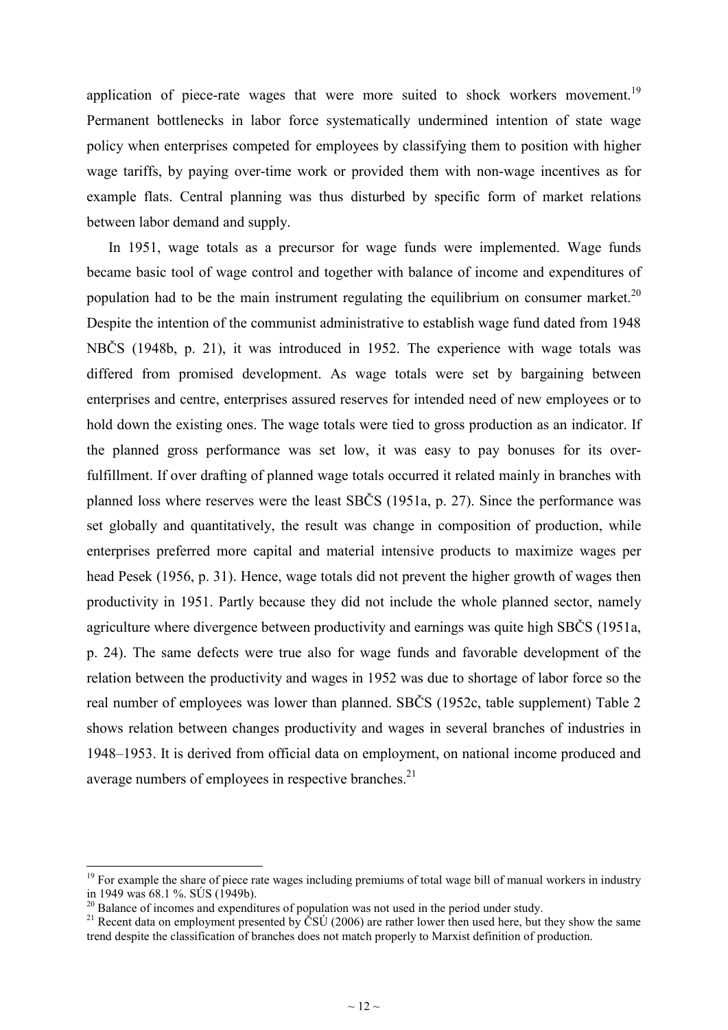application of piece-rate wages that were more suited to shock workers movement.[19] Permanent bottlenecks in labor force systematically undermined intention of state wage policy when enterprises competed for employees by classifying them to position with higher wage tariffs, by paying over-time work or provided them with non-wage incentives as for example flats. Central planning was thus disturbed by specific form of market relations between labor demand and supply.

In 1951, wage totals as a precursor for wage funds were implemented. Wage funds became basic tool of wage control and together with balance of income and expenditures of population had to be the main instrument regulating the equilibrium on consumer market.[20] Despite the intention of the communist administrative to establish wage fund dated from 1948 NBČS (1948b, p. 21), it was introduced in 1952. The experience with wage totals was differed from promised development. As wage totals were set by bargaining between enterprises and centre, enterprises assured reserves for intended need of new employees or to hold down the existing ones. The wage totals were tied to gross production as an indicator. If the planned gross performance was set low, it was easy to pay bonuses for its over-fulfillment. If over drafting of planned wage totals occurred it related mainly in branches with planned loss where reserves were the least SBČS (1951a, p. 27). Since the performance was set globally and quantitatively, the result was change in composition of production, while enterprises preferred more capital and material intensive products to maximize wages per head Pesek (1956, p. 31). Hence, wage totals did not prevent the higher growth of wages then productivity in 1951. Partly because they did not include the whole planned sector, namely agriculture where divergence between productivity and earnings was quite high SBČS (1951a, p. 24). The same defects were true also for wage funds and favorable development of the relation between the productivity and wages in 1952 was due to shortage of labor force so the real number of employees was lower than planned. SBČS (1952c, table supplement) Table 2 shows relation between changes productivity and wages in several branches of industries in 1948–1953. It is derived from official data on employment, on national income produced and average numbers of employees in respective branches.[21]

---

[19] For example the share of piece rate wages including premiums of total wage bill of manual workers in industry in 1949 was 68.1 %. SÚS (1949b).

[20] Balance of incomes and expenditures of population was not used in the period under study.

[21] Recent data on employment presented by ČSÚ (2006) are rather lower then used here, but they show the same trend despite the classification of branches does not match properly to Marxist definition of production.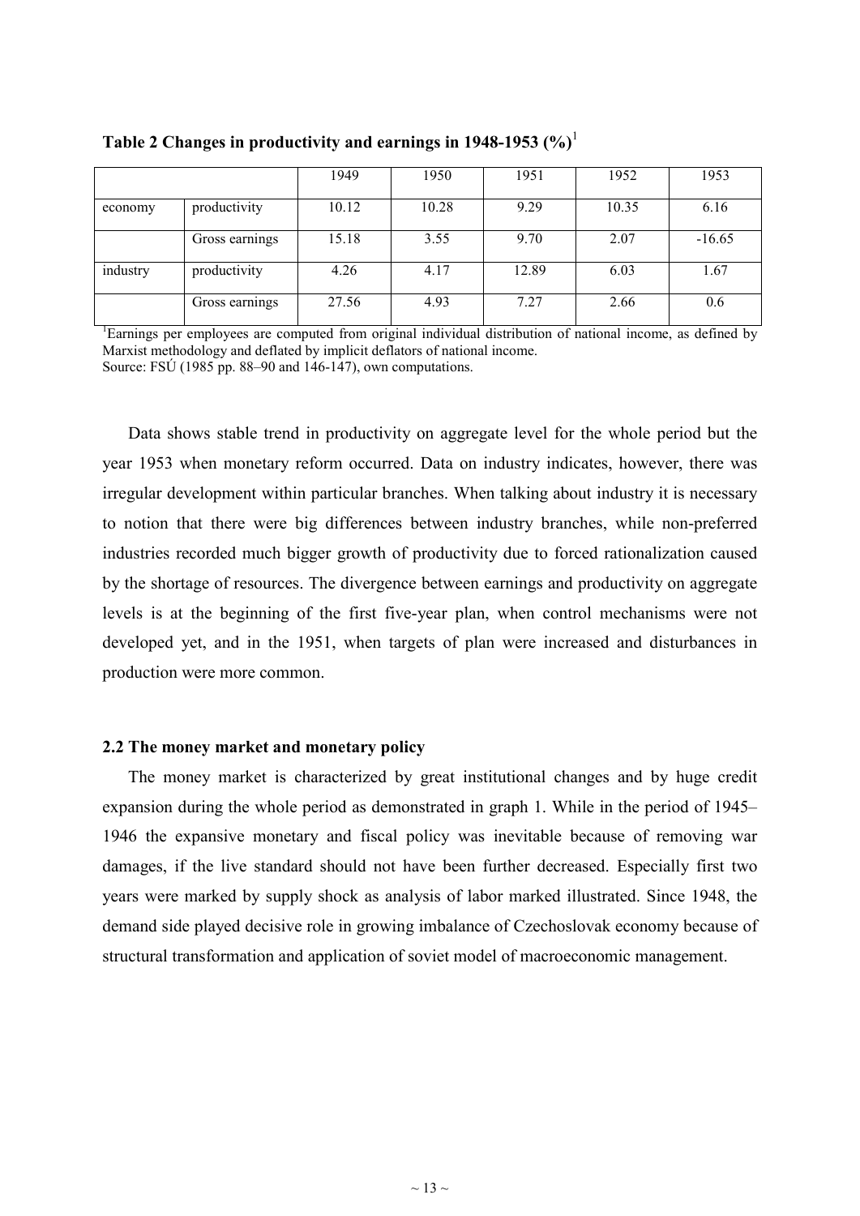**Table 2 Changes in productivity and earnings in 1948-1953 (%)**[1]

| | | 1949 | 1950 | 1951 | 1952 | 1953 |
|---|---|---|---|---|---|---|
| economy | productivity | 10.12 | 10.28 | 9.29 | 10.35 | 6.16 |
| | Gross earnings | 15.18 | 3.55 | 9.70 | 2.07 | -16.65 |
| industry | productivity | 4.26 | 4.17 | 12.89 | 6.03 | 1.67 |
| | Gross earnings | 27.56 | 4.93 | 7.27 | 2.66 | 0.6 |

[1]Earnings per employees are computed from original individual distribution of national income, as defined by Marxist methodology and deflated by implicit deflators of national income.
Source: FSÚ (1985 pp. 88–90 and 146-147), own computations.

Data shows stable trend in productivity on aggregate level for the whole period but the year 1953 when monetary reform occurred. Data on industry indicates, however, there was irregular development within particular branches. When talking about industry it is necessary to notion that there were big differences between industry branches, while non-preferred industries recorded much bigger growth of productivity due to forced rationalization caused by the shortage of resources. The divergence between earnings and productivity on aggregate levels is at the beginning of the first five-year plan, when control mechanisms were not developed yet, and in the 1951, when targets of plan were increased and disturbances in production were more common.

### 2.2 The money market and monetary policy

The money market is characterized by great institutional changes and by huge credit expansion during the whole period as demonstrated in graph 1. While in the period of 1945–1946 the expansive monetary and fiscal policy was inevitable because of removing war damages, if the live standard should not have been further decreased. Especially first two years were marked by supply shock as analysis of labor marked illustrated. Since 1948, the demand side played decisive role in growing imbalance of Czechoslovak economy because of structural transformation and application of soviet model of macroeconomic management.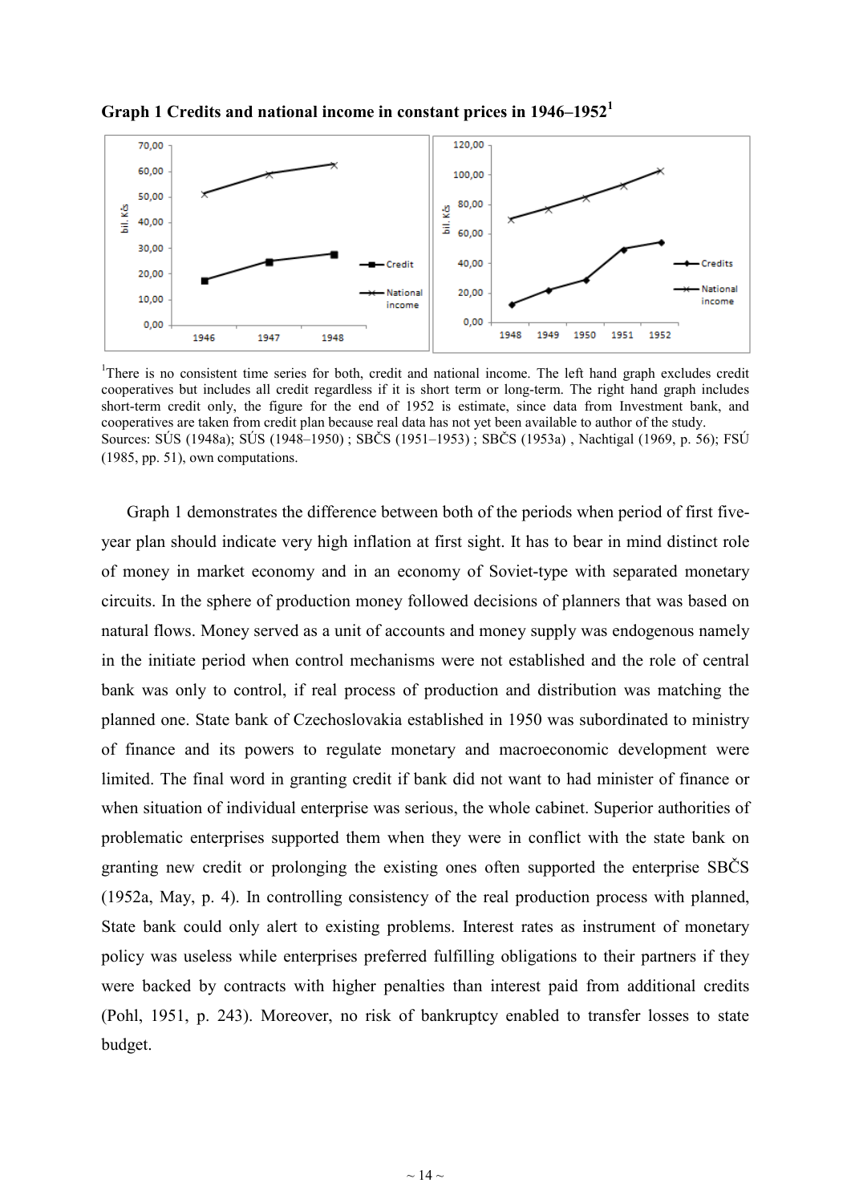**Graph 1 Credits and national income in constant prices in 1946–1952**[1]

[1]There is no consistent time series for both, credit and national income. The left hand graph excludes credit cooperatives but includes all credit regardless if it is short term or long-term. The right hand graph includes short-term credit only, the figure for the end of 1952 is estimate, since data from Investment bank, and cooperatives are taken from credit plan because real data has not yet been available to author of the study. Sources: SÚS (1948a); SÚS (1948–1950) ; SBČS (1951–1953) ; SBČS (1953a) , Nachtigal (1969, p. 56); FSÚ (1985, pp. 51), own computations.

Graph 1 demonstrates the difference between both of the periods when period of first five-year plan should indicate very high inflation at first sight. It has to bear in mind distinct role of money in market economy and in an economy of Soviet-type with separated monetary circuits. In the sphere of production money followed decisions of planners that was based on natural flows. Money served as a unit of accounts and money supply was endogenous namely in the initiate period when control mechanisms were not established and the role of central bank was only to control, if real process of production and distribution was matching the planned one. State bank of Czechoslovakia established in 1950 was subordinated to ministry of finance and its powers to regulate monetary and macroeconomic development were limited. The final word in granting credit if bank did not want to had minister of finance or when situation of individual enterprise was serious, the whole cabinet. Superior authorities of problematic enterprises supported them when they were in conflict with the state bank on granting new credit or prolonging the existing ones often supported the enterprise SBČS (1952a, May, p. 4). In controlling consistency of the real production process with planned, State bank could only alert to existing problems. Interest rates as instrument of monetary policy was useless while enterprises preferred fulfilling obligations to their partners if they were backed by contracts with higher penalties than interest paid from additional credits (Pohl, 1951, p. 243). Moreover, no risk of bankruptcy enabled to transfer losses to state budget.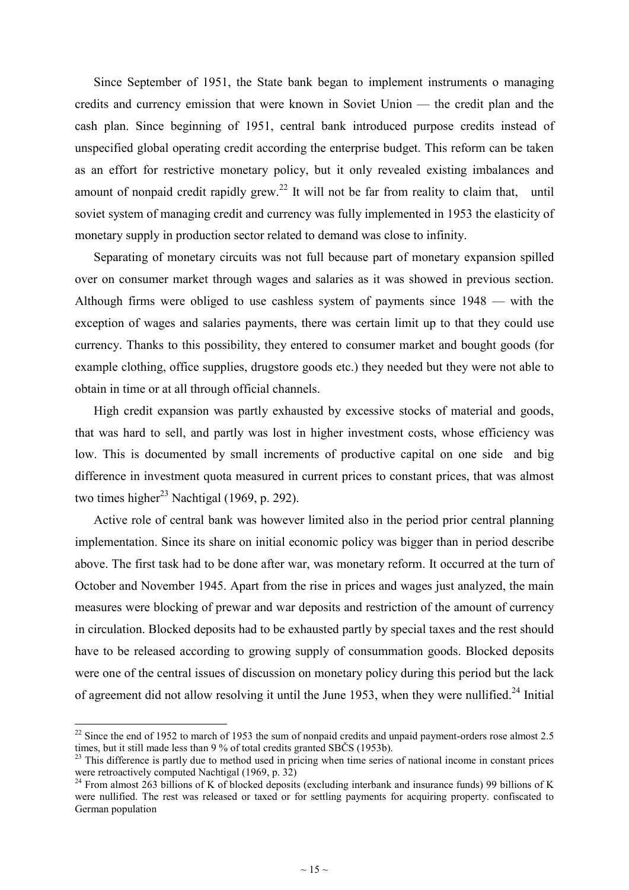Since September of 1951, the State bank began to implement instruments o managing credits and currency emission that were known in Soviet Union — the credit plan and the cash plan. Since beginning of 1951, central bank introduced purpose credits instead of unspecified global operating credit according the enterprise budget. This reform can be taken as an effort for restrictive monetary policy, but it only revealed existing imbalances and amount of nonpaid credit rapidly grew.[22] It will not be far from reality to claim that, until soviet system of managing credit and currency was fully implemented in 1953 the elasticity of monetary supply in production sector related to demand was close to infinity.

Separating of monetary circuits was not full because part of monetary expansion spilled over on consumer market through wages and salaries as it was showed in previous section. Although firms were obliged to use cashless system of payments since 1948 — with the exception of wages and salaries payments, there was certain limit up to that they could use currency. Thanks to this possibility, they entered to consumer market and bought goods (for example clothing, office supplies, drugstore goods etc.) they needed but they were not able to obtain in time or at all through official channels.

High credit expansion was partly exhausted by excessive stocks of material and goods, that was hard to sell, and partly was lost in higher investment costs, whose efficiency was low. This is documented by small increments of productive capital on one side and big difference in investment quota measured in current prices to constant prices, that was almost two times higher[23] Nachtigal (1969, p. 292).

Active role of central bank was however limited also in the period prior central planning implementation. Since its share on initial economic policy was bigger than in period describe above. The first task had to be done after war, was monetary reform. It occurred at the turn of October and November 1945. Apart from the rise in prices and wages just analyzed, the main measures were blocking of prewar and war deposits and restriction of the amount of currency in circulation. Blocked deposits had to be exhausted partly by special taxes and the rest should have to be released according to growing supply of consummation goods. Blocked deposits were one of the central issues of discussion on monetary policy during this period but the lack of agreement did not allow resolving it until the June 1953, when they were nullified.[24] Initial

---

[22] Since the end of 1952 to march of 1953 the sum of nonpaid credits and unpaid payment-orders rose almost 2.5 times, but it still made less than 9 % of total credits granted SBČS (1953b).

[23] This difference is partly due to method used in pricing when time series of national income in constant prices were retroactively computed Nachtigal (1969, p. 32)

[24] From almost 263 billions of K of blocked deposits (excluding interbank and insurance funds) 99 billions of K were nullified. The rest was released or taxed or for settling payments for acquiring property. confiscated to German population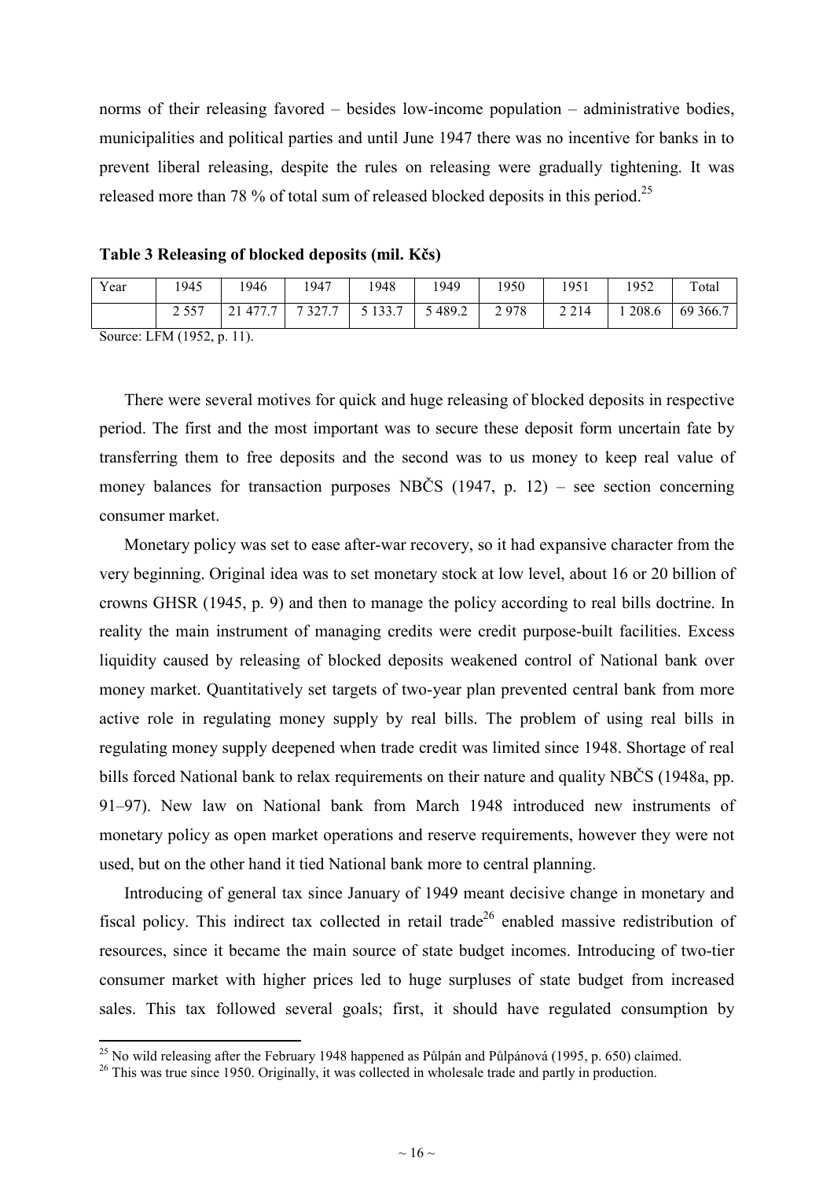norms of their releasing favored – besides low-income population – administrative bodies, municipalities and political parties and until June 1947 there was no incentive for banks in to prevent liberal releasing, despite the rules on releasing were gradually tightening. It was released more than 78 % of total sum of released blocked deposits in this period.[25]

**Table 3 Releasing of blocked deposits (mil. Kčs)**

| Year | 1945 | 1946 | 1947 | 1948 | 1949 | 1950 | 1951 | 1952 | Total |
|---|---|---|---|---|---|---|---|---|---|
| | 2 557 | 21 477.7 | 7 327.7 | 5 133.7 | 5 489.2 | 2 978 | 2 214 | 1 208.6 | 69 366.7 |

Source: LFM (1952, p. 11).

There were several motives for quick and huge releasing of blocked deposits in respective period. The first and the most important was to secure these deposit form uncertain fate by transferring them to free deposits and the second was to us money to keep real value of money balances for transaction purposes NBČS (1947, p. 12) – see section concerning consumer market.

Monetary policy was set to ease after-war recovery, so it had expansive character from the very beginning. Original idea was to set monetary stock at low level, about 16 or 20 billion of crowns GHSR (1945, p. 9) and then to manage the policy according to real bills doctrine. In reality the main instrument of managing credits were credit purpose-built facilities. Excess liquidity caused by releasing of blocked deposits weakened control of National bank over money market. Quantitatively set targets of two-year plan prevented central bank from more active role in regulating money supply by real bills. The problem of using real bills in regulating money supply deepened when trade credit was limited since 1948. Shortage of real bills forced National bank to relax requirements on their nature and quality NBČS (1948a, pp. 91–97). New law on National bank from March 1948 introduced new instruments of monetary policy as open market operations and reserve requirements, however they were not used, but on the other hand it tied National bank more to central planning.

Introducing of general tax since January of 1949 meant decisive change in monetary and fiscal policy. This indirect tax collected in retail trade[26] enabled massive redistribution of resources, since it became the main source of state budget incomes. Introducing of two-tier consumer market with higher prices led to huge surpluses of state budget from increased sales. This tax followed several goals; first, it should have regulated consumption by

[25] No wild releasing after the February 1948 happened as Půlpán and Půlpánová (1995, p. 650) claimed.

[26] This was true since 1950. Originally, it was collected in wholesale trade and partly in production.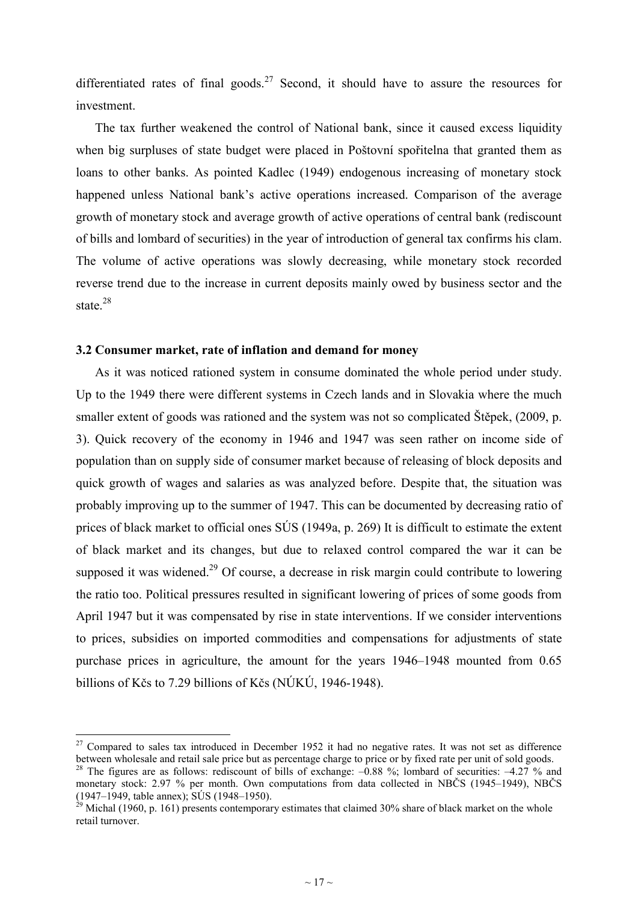differentiated rates of final goods.[27] Second, it should have to assure the resources for investment.

The tax further weakened the control of National bank, since it caused excess liquidity when big surpluses of state budget were placed in Poštovní spořitelna that granted them as loans to other banks. As pointed Kadlec (1949) endogenous increasing of monetary stock happened unless National bank's active operations increased. Comparison of the average growth of monetary stock and average growth of active operations of central bank (rediscount of bills and lombard of securities) in the year of introduction of general tax confirms his clam. The volume of active operations was slowly decreasing, while monetary stock recorded reverse trend due to the increase in current deposits mainly owed by business sector and the state.[28]

### 3.2 Consumer market, rate of inflation and demand for money

As it was noticed rationed system in consume dominated the whole period under study. Up to the 1949 there were different systems in Czech lands and in Slovakia where the much smaller extent of goods was rationed and the system was not so complicated Štěpek, (2009, p. 3). Quick recovery of the economy in 1946 and 1947 was seen rather on income side of population than on supply side of consumer market because of releasing of block deposits and quick growth of wages and salaries as was analyzed before. Despite that, the situation was probably improving up to the summer of 1947. This can be documented by decreasing ratio of prices of black market to official ones SÚS (1949a, p. 269) It is difficult to estimate the extent of black market and its changes, but due to relaxed control compared the war it can be supposed it was widened.[29] Of course, a decrease in risk margin could contribute to lowering the ratio too. Political pressures resulted in significant lowering of prices of some goods from April 1947 but it was compensated by rise in state interventions. If we consider interventions to prices, subsidies on imported commodities and compensations for adjustments of state purchase prices in agriculture, the amount for the years 1946–1948 mounted from 0.65 billions of Kčs to 7.29 billions of Kčs (NÚKÚ, 1946-1948).

---

[27] Compared to sales tax introduced in December 1952 it had no negative rates. It was not set as difference between wholesale and retail sale price but as percentage charge to price or by fixed rate per unit of sold goods.

[28] The figures are as follows: rediscount of bills of exchange: –0.88 %; lombard of securities: –4.27 % and monetary stock: 2.97 % per month. Own computations from data collected in NBČS (1945–1949), NBČS (1947–1949, table annex); SÚS (1948–1950).

[29] Michal (1960, p. 161) presents contemporary estimates that claimed 30% share of black market on the whole retail turnover.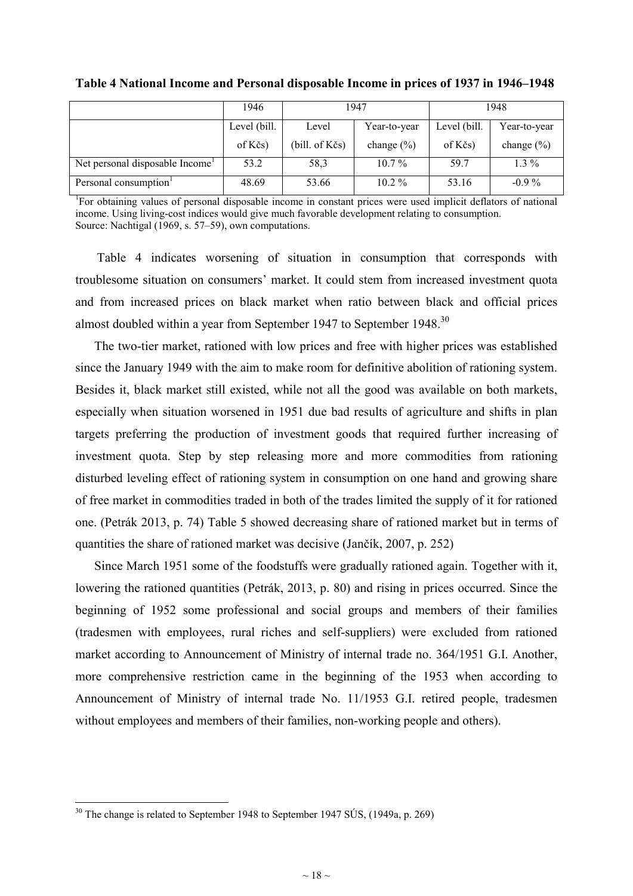**Table 4 National Income and Personal disposable Income in prices of 1937 in 1946–1948**

| | 1946 | 1947 | | 1948 | |
|---|---|---|---|---|---|
| | Level (bill. of Kčs) | Level (bill. of Kčs) | Year-to-year change (%) | Level (bill. of Kčs) | Year-to-year change (%) |
| Net personal disposable Income[1] | 53.2 | 58,3 | 10.7 % | 59.7 | 1.3 % |
| Personal consumption[1] | 48.69 | 53.66 | 10.2 % | 53.16 | -0.9 % |

[1]For obtaining values of personal disposable income in constant prices were used implicit deflators of national income. Using living-cost indices would give much favorable development relating to consumption.
Source: Nachtigal (1969, s. 57–59), own computations.

Table 4 indicates worsening of situation in consumption that corresponds with troublesome situation on consumers' market. It could stem from increased investment quota and from increased prices on black market when ratio between black and official prices almost doubled within a year from September 1947 to September 1948.[30]

The two-tier market, rationed with low prices and free with higher prices was established since the January 1949 with the aim to make room for definitive abolition of rationing system. Besides it, black market still existed, while not all the good was available on both markets, especially when situation worsened in 1951 due bad results of agriculture and shifts in plan targets preferring the production of investment goods that required further increasing of investment quota. Step by step releasing more and more commodities from rationing disturbed leveling effect of rationing system in consumption on one hand and growing share of free market in commodities traded in both of the trades limited the supply of it for rationed one. (Petrák 2013, p. 74) Table 5 showed decreasing share of rationed market but in terms of quantities the share of rationed market was decisive (Jančík, 2007, p. 252)

Since March 1951 some of the foodstuffs were gradually rationed again. Together with it, lowering the rationed quantities (Petrák, 2013, p. 80) and rising in prices occurred. Since the beginning of 1952 some professional and social groups and members of their families (tradesmen with employees, rural riches and self-suppliers) were excluded from rationed market according to Announcement of Ministry of internal trade no. 364/1951 G.I. Another, more comprehensive restriction came in the beginning of the 1953 when according to Announcement of Ministry of internal trade No. 11/1953 G.I. retired people, tradesmen without employees and members of their families, non-working people and others).

---

[30] The change is related to September 1948 to September 1947 SÚS, (1949a, p. 269)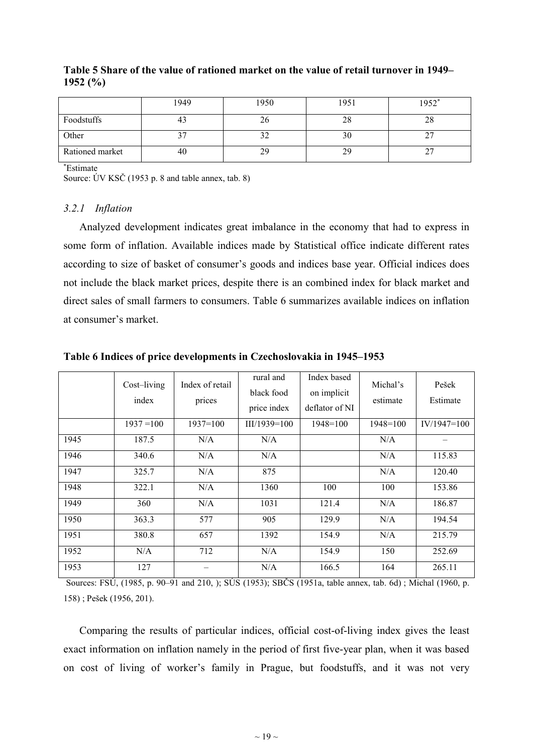**Table 5 Share of the value of rationed market on the value of retail turnover in 1949–1952 (%)**

| | 1949 | 1950 | 1951 | 1952* |
|---|---|---|---|---|
| Foodstuffs | 43 | 26 | 28 | 28 |
| Other | 37 | 32 | 30 | 27 |
| Rationed market | 40 | 29 | 29 | 27 |

*Estimate

Source: ÚV KSČ (1953 p. 8 and table annex, tab. 8)

### *3.2.1 Inflation*

Analyzed development indicates great imbalance in the economy that had to express in some form of inflation. Available indices made by Statistical office indicate different rates according to size of basket of consumer's goods and indices base year. Official indices does not include the black market prices, despite there is an combined index for black market and direct sales of small farmers to consumers. Table 6 summarizes available indices on inflation at consumer's market.

**Table 6 Indices of price developments in Czechoslovakia in 1945–1953**

| | Cost–living index | Index of retail prices | rural and black food price index | Index based on implicit deflator of NI | Michal's estimate | Pešek Estimate |
|---|---|---|---|---|---|---|
| | 1937 =100 | 1937=100 | III/1939=100 | 1948=100 | 1948=100 | IV/1947=100 |
| 1945 | 187.5 | N/A | N/A | | N/A | – |
| 1946 | 340.6 | N/A | N/A | | N/A | 115.83 |
| 1947 | 325.7 | N/A | 875 | | N/A | 120.40 |
| 1948 | 322.1 | N/A | 1360 | 100 | 100 | 153.86 |
| 1949 | 360 | N/A | 1031 | 121.4 | N/A | 186.87 |
| 1950 | 363.3 | 577 | 905 | 129.9 | N/A | 194.54 |
| 1951 | 380.8 | 657 | 1392 | 154.9 | N/A | 215.79 |
| 1952 | N/A | 712 | N/A | 154.9 | 150 | 252.69 |
| 1953 | 127 | – | N/A | 166.5 | 164 | 265.11 |

Sources: FSÚ, (1985, p. 90–91 and 210, ); SÚS (1953); SBČS (1951a, table annex, tab. 6d) ; Michal (1960, p. 158) ; Pešek (1956, 201).

Comparing the results of particular indices, official cost-of-living index gives the least exact information on inflation namely in the period of first five-year plan, when it was based on cost of living of worker's family in Prague, but foodstuffs, and it was not very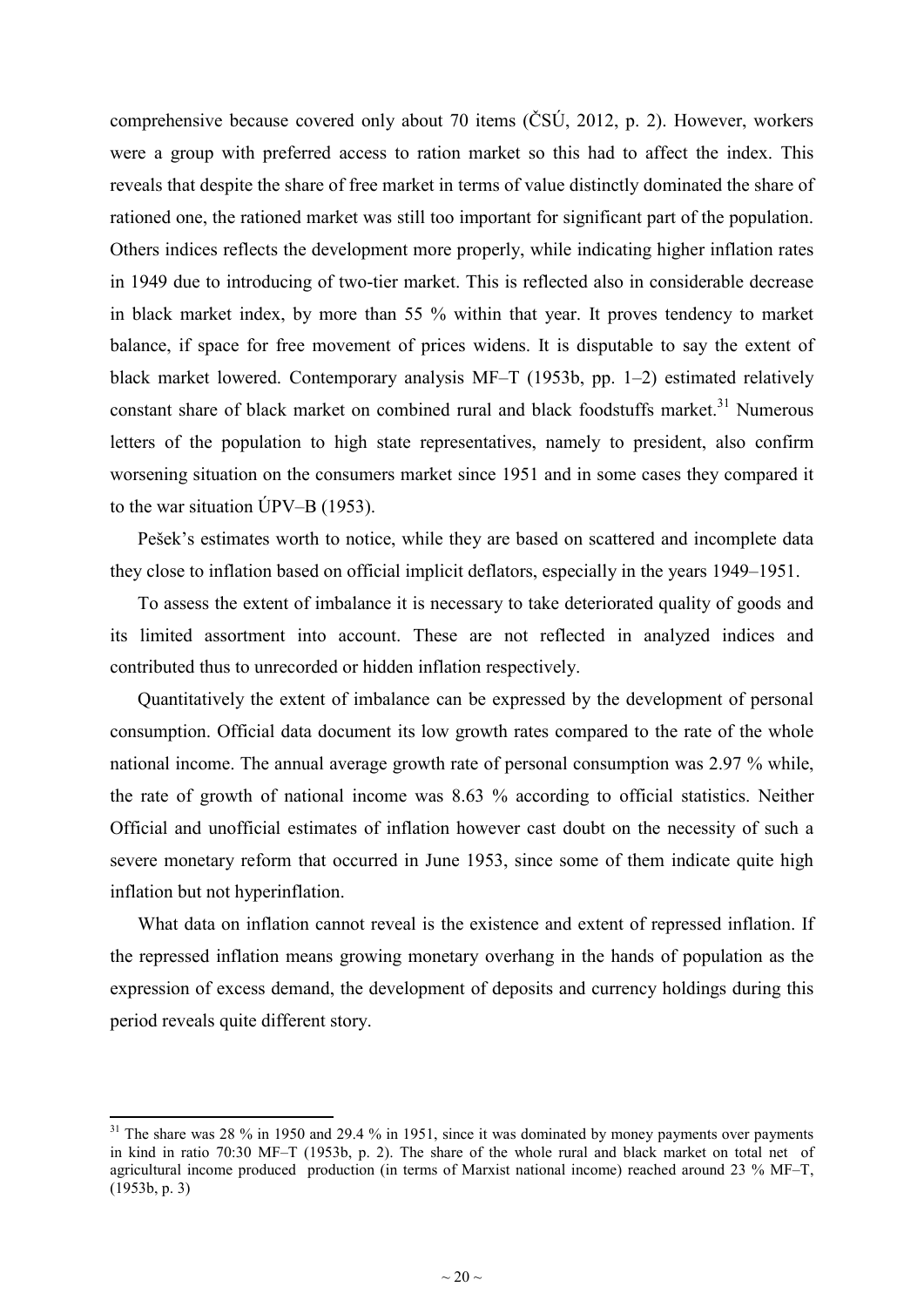comprehensive because covered only about 70 items (ČSÚ, 2012, p. 2). However, workers were a group with preferred access to ration market so this had to affect the index. This reveals that despite the share of free market in terms of value distinctly dominated the share of rationed one, the rationed market was still too important for significant part of the population. Others indices reflects the development more properly, while indicating higher inflation rates in 1949 due to introducing of two-tier market. This is reflected also in considerable decrease in black market index, by more than 55 % within that year. It proves tendency to market balance, if space for free movement of prices widens. It is disputable to say the extent of black market lowered. Contemporary analysis MF–T (1953b, pp. 1–2) estimated relatively constant share of black market on combined rural and black foodstuffs market.[31] Numerous letters of the population to high state representatives, namely to president, also confirm worsening situation on the consumers market since 1951 and in some cases they compared it to the war situation ÚPV–B (1953).

Pešek's estimates worth to notice, while they are based on scattered and incomplete data they close to inflation based on official implicit deflators, especially in the years 1949–1951.

To assess the extent of imbalance it is necessary to take deteriorated quality of goods and its limited assortment into account. These are not reflected in analyzed indices and contributed thus to unrecorded or hidden inflation respectively.

Quantitatively the extent of imbalance can be expressed by the development of personal consumption. Official data document its low growth rates compared to the rate of the whole national income. The annual average growth rate of personal consumption was 2.97 % while, the rate of growth of national income was 8.63 % according to official statistics. Neither Official and unofficial estimates of inflation however cast doubt on the necessity of such a severe monetary reform that occurred in June 1953, since some of them indicate quite high inflation but not hyperinflation.

What data on inflation cannot reveal is the existence and extent of repressed inflation. If the repressed inflation means growing monetary overhang in the hands of population as the expression of excess demand, the development of deposits and currency holdings during this period reveals quite different story.

---

[31] The share was 28 % in 1950 and 29.4 % in 1951, since it was dominated by money payments over payments in kind in ratio 70:30 MF–T (1953b, p. 2). The share of the whole rural and black market on total net of agricultural income produced production (in terms of Marxist national income) reached around 23 % MF–T, (1953b, p. 3)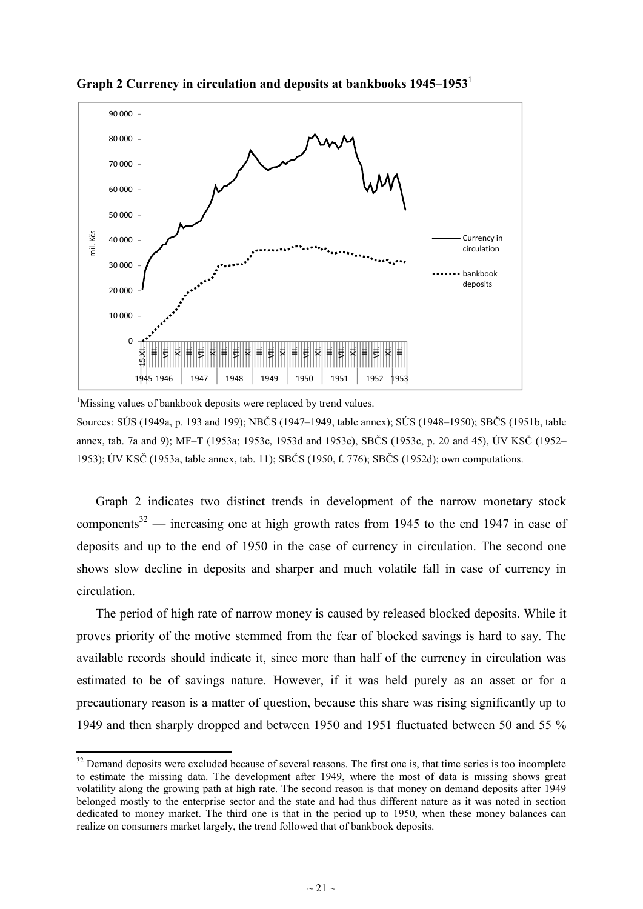**Graph 2 Currency in circulation and deposits at bankbooks 1945–1953**[1]

[1]Missing values of bankbook deposits were replaced by trend values.

Sources: SÚS (1949a, p. 193 and 199); NBČS (1947–1949, table annex); SÚS (1948–1950); SBČS (1951b, table annex, tab. 7a and 9); MF–T (1953a; 1953c, 1953d and 1953e), SBČS (1953c, p. 20 and 45), ÚV KSČ (1952–1953); ÚV KSČ (1953a, table annex, tab. 11); SBČS (1950, f. 776); SBČS (1952d); own computations.

Graph 2 indicates two distinct trends in development of the narrow monetary stock components[32] — increasing one at high growth rates from 1945 to the end 1947 in case of deposits and up to the end of 1950 in the case of currency in circulation. The second one shows slow decline in deposits and sharper and much volatile fall in case of currency in circulation.

The period of high rate of narrow money is caused by released blocked deposits. While it proves priority of the motive stemmed from the fear of blocked savings is hard to say. The available records should indicate it, since more than half of the currency in circulation was estimated to be of savings nature. However, if it was held purely as an asset or for a precautionary reason is a matter of question, because this share was rising significantly up to 1949 and then sharply dropped and between 1950 and 1951 fluctuated between 50 and 55 %

[32] Demand deposits were excluded because of several reasons. The first one is, that time series is too incomplete to estimate the missing data. The development after 1949, where the most of data is missing shows great volatility along the growing path at high rate. The second reason is that money on demand deposits after 1949 belonged mostly to the enterprise sector and the state and had thus different nature as it was noted in section dedicated to money market. The third one is that in the period up to 1950, when these money balances can realize on consumers market largely, the trend followed that of bankbook deposits.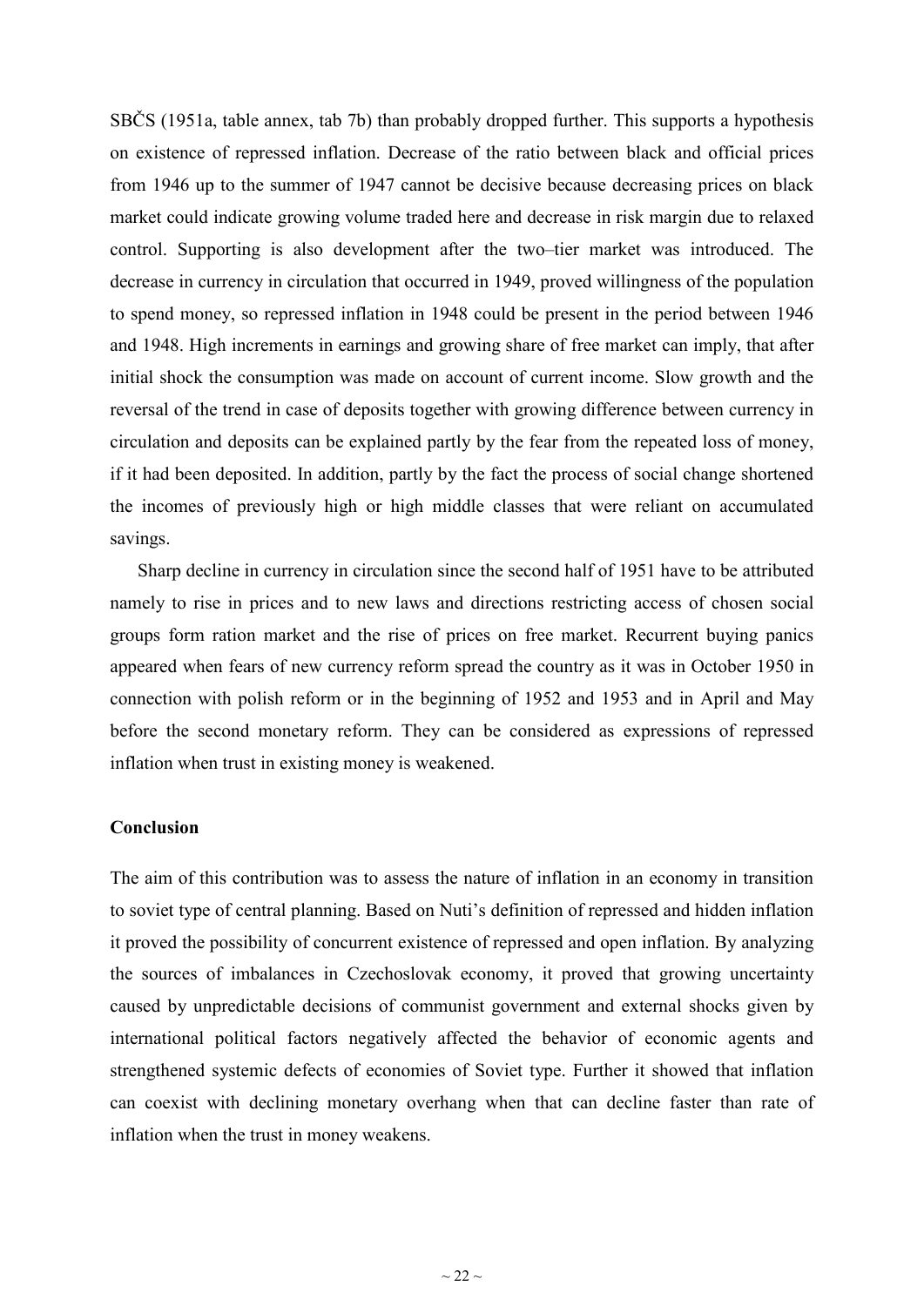SBČS (1951a, table annex, tab 7b) than probably dropped further. This supports a hypothesis on existence of repressed inflation. Decrease of the ratio between black and official prices from 1946 up to the summer of 1947 cannot be decisive because decreasing prices on black market could indicate growing volume traded here and decrease in risk margin due to relaxed control. Supporting is also development after the two–tier market was introduced. The decrease in currency in circulation that occurred in 1949, proved willingness of the population to spend money, so repressed inflation in 1948 could be present in the period between 1946 and 1948. High increments in earnings and growing share of free market can imply, that after initial shock the consumption was made on account of current income. Slow growth and the reversal of the trend in case of deposits together with growing difference between currency in circulation and deposits can be explained partly by the fear from the repeated loss of money, if it had been deposited. In addition, partly by the fact the process of social change shortened the incomes of previously high or high middle classes that were reliant on accumulated savings.

Sharp decline in currency in circulation since the second half of 1951 have to be attributed namely to rise in prices and to new laws and directions restricting access of chosen social groups form ration market and the rise of prices on free market. Recurrent buying panics appeared when fears of new currency reform spread the country as it was in October 1950 in connection with polish reform or in the beginning of 1952 and 1953 and in April and May before the second monetary reform. They can be considered as expressions of repressed inflation when trust in existing money is weakened.

## Conclusion

The aim of this contribution was to assess the nature of inflation in an economy in transition to soviet type of central planning. Based on Nuti's definition of repressed and hidden inflation it proved the possibility of concurrent existence of repressed and open inflation. By analyzing the sources of imbalances in Czechoslovak economy, it proved that growing uncertainty caused by unpredictable decisions of communist government and external shocks given by international political factors negatively affected the behavior of economic agents and strengthened systemic defects of economies of Soviet type. Further it showed that inflation can coexist with declining monetary overhang when that can decline faster than rate of inflation when the trust in money weakens.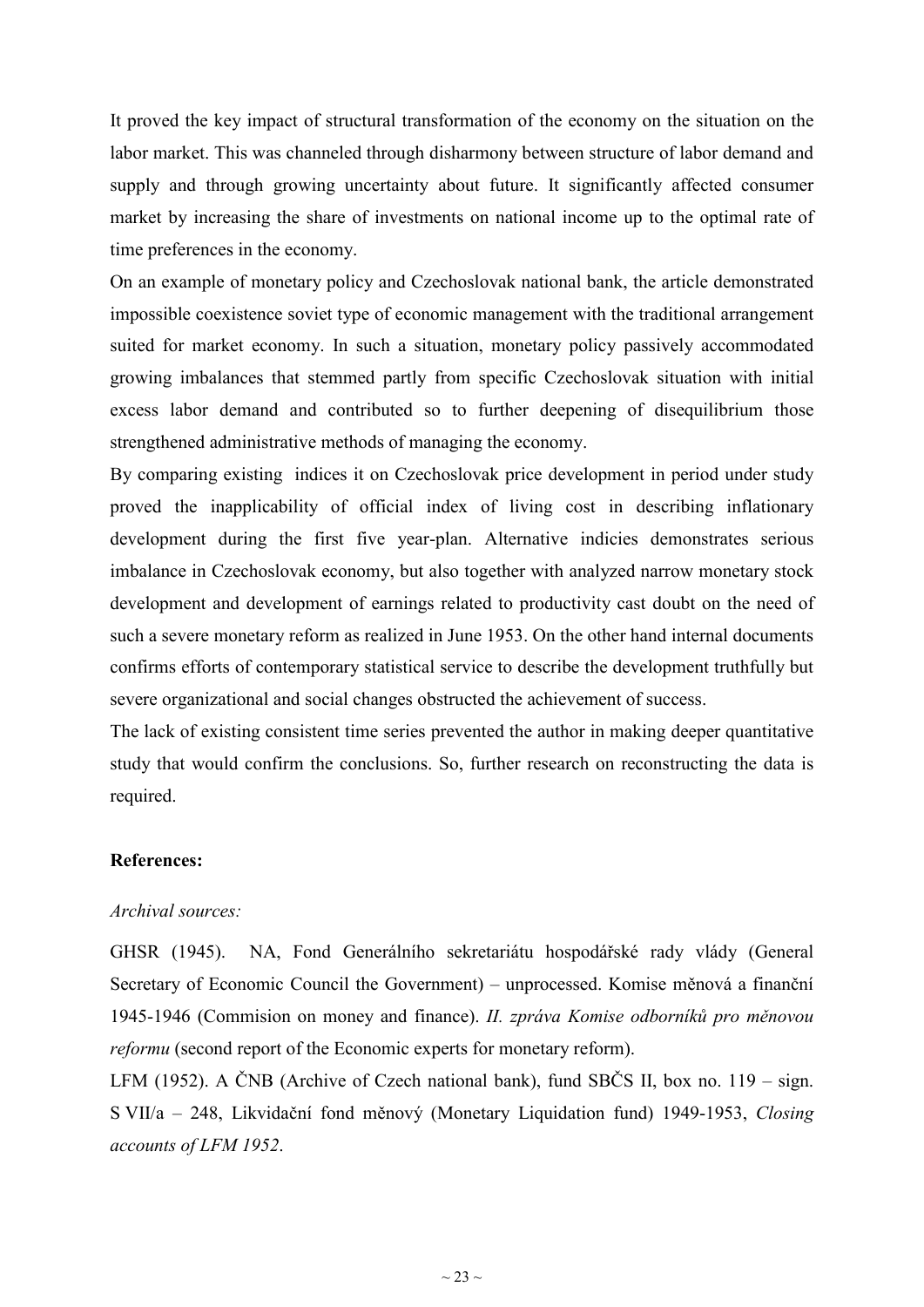It proved the key impact of structural transformation of the economy on the situation on the labor market. This was channeled through disharmony between structure of labor demand and supply and through growing uncertainty about future. It significantly affected consumer market by increasing the share of investments on national income up to the optimal rate of time preferences in the economy.

On an example of monetary policy and Czechoslovak national bank, the article demonstrated impossible coexistence soviet type of economic management with the traditional arrangement suited for market economy. In such a situation, monetary policy passively accommodated growing imbalances that stemmed partly from specific Czechoslovak situation with initial excess labor demand and contributed so to further deepening of disequilibrium those strengthened administrative methods of managing the economy.

By comparing existing indices it on Czechoslovak price development in period under study proved the inapplicability of official index of living cost in describing inflationary development during the first five year-plan. Alternative indicies demonstrates serious imbalance in Czechoslovak economy, but also together with analyzed narrow monetary stock development and development of earnings related to productivity cast doubt on the need of such a severe monetary reform as realized in June 1953. On the other hand internal documents confirms efforts of contemporary statistical service to describe the development truthfully but severe organizational and social changes obstructed the achievement of success.

The lack of existing consistent time series prevented the author in making deeper quantitative study that would confirm the conclusions. So, further research on reconstructing the data is required.

**References:**

*Archival sources:*

GHSR (1945). NA, Fond Generálního sekretariátu hospodářské rady vlády (General Secretary of Economic Council the Government) – unprocessed. Komise měnová a finanční 1945-1946 (Commision on money and finance). *II. zpráva Komise odborníků pro měnovou reformu* (second report of the Economic experts for monetary reform).

LFM (1952). A ČNB (Archive of Czech national bank), fund SBČS II, box no. 119 – sign. S VII/a – 248, Likvidační fond měnový (Monetary Liquidation fund) 1949-1953, *Closing accounts of LFM 1952*.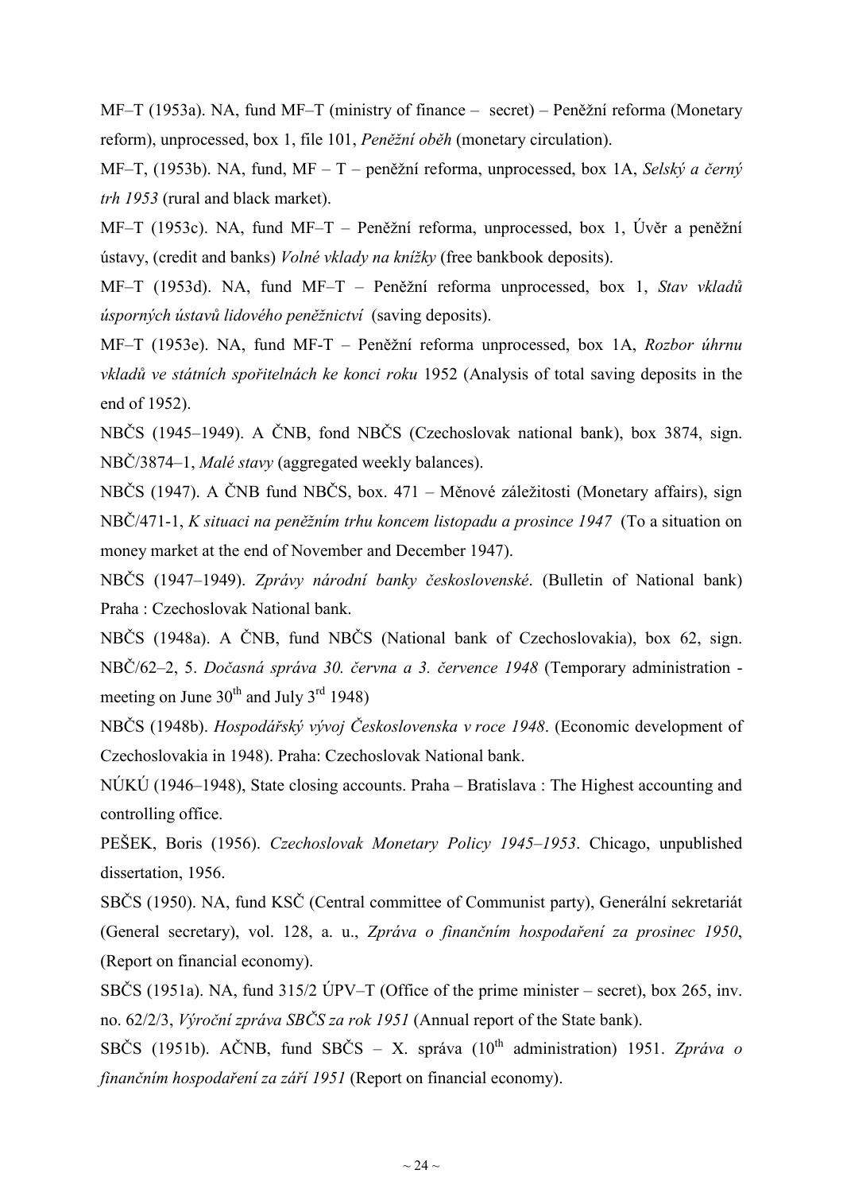MF–T (1953a). NA, fund MF–T (ministry of finance – secret) – Peněžní reforma (Monetary reform), unprocessed, box 1, file 101, *Peněžní oběh* (monetary circulation).

MF–T, (1953b). NA, fund, MF – T – peněžní reforma, unprocessed, box 1A, *Selský a černý trh 1953* (rural and black market).

MF–T (1953c). NA, fund MF–T – Peněžní reforma, unprocessed, box 1, Úvěr a peněžní ústavy, (credit and banks) *Volné vklady na knížky* (free bankbook deposits).

MF–T (1953d). NA, fund MF–T – Peněžní reforma unprocessed, box 1, *Stav vkladů úsporných ústavů lidového peněžnictví* (saving deposits).

MF–T (1953e). NA, fund MF-T – Peněžní reforma unprocessed, box 1A, *Rozbor úhrnu vkladů ve státních spořitelnách ke konci roku* 1952 (Analysis of total saving deposits in the end of 1952).

NBČS (1945–1949). A ČNB, fond NBČS (Czechoslovak national bank), box 3874, sign. NBČ/3874–1, *Malé stavy* (aggregated weekly balances).

NBČS (1947). A ČNB fund NBČS, box. 471 – Měnové záležitosti (Monetary affairs), sign NBČ/471-1, *K situaci na peněžním trhu koncem listopadu a prosince 1947* (To a situation on money market at the end of November and December 1947).

NBČS (1947–1949). *Zprávy národní banky československé*. (Bulletin of National bank) Praha : Czechoslovak National bank.

NBČS (1948a). A ČNB, fund NBČS (National bank of Czechoslovakia), box 62, sign. NBČ/62–2, 5. *Dočasná správa 30. června a 3. července 1948* (Temporary administration - meeting on June 30th and July 3rd 1948)

NBČS (1948b). *Hospodářský vývoj Československa v roce 1948*. (Economic development of Czechoslovakia in 1948). Praha: Czechoslovak National bank.

NÚKÚ (1946–1948), State closing accounts. Praha – Bratislava : The Highest accounting and controlling office.

PEŠEK, Boris (1956). *Czechoslovak Monetary Policy 1945–1953*. Chicago, unpublished dissertation, 1956.

SBČS (1950). NA, fund KSČ (Central committee of Communist party), Generální sekretariát (General secretary), vol. 128, a. u., *Zpráva o finančním hospodaření za prosinec 1950*, (Report on financial economy).

SBČS (1951a). NA, fund 315/2 ÚPV–T (Office of the prime minister – secret), box 265, inv. no. 62/2/3, *Výroční zpráva SBČS za rok 1951* (Annual report of the State bank).

SBČS (1951b). AČNB, fund SBČS – X. správa (10th administration) 1951. *Zpráva o finančním hospodaření za září 1951* (Report on financial economy).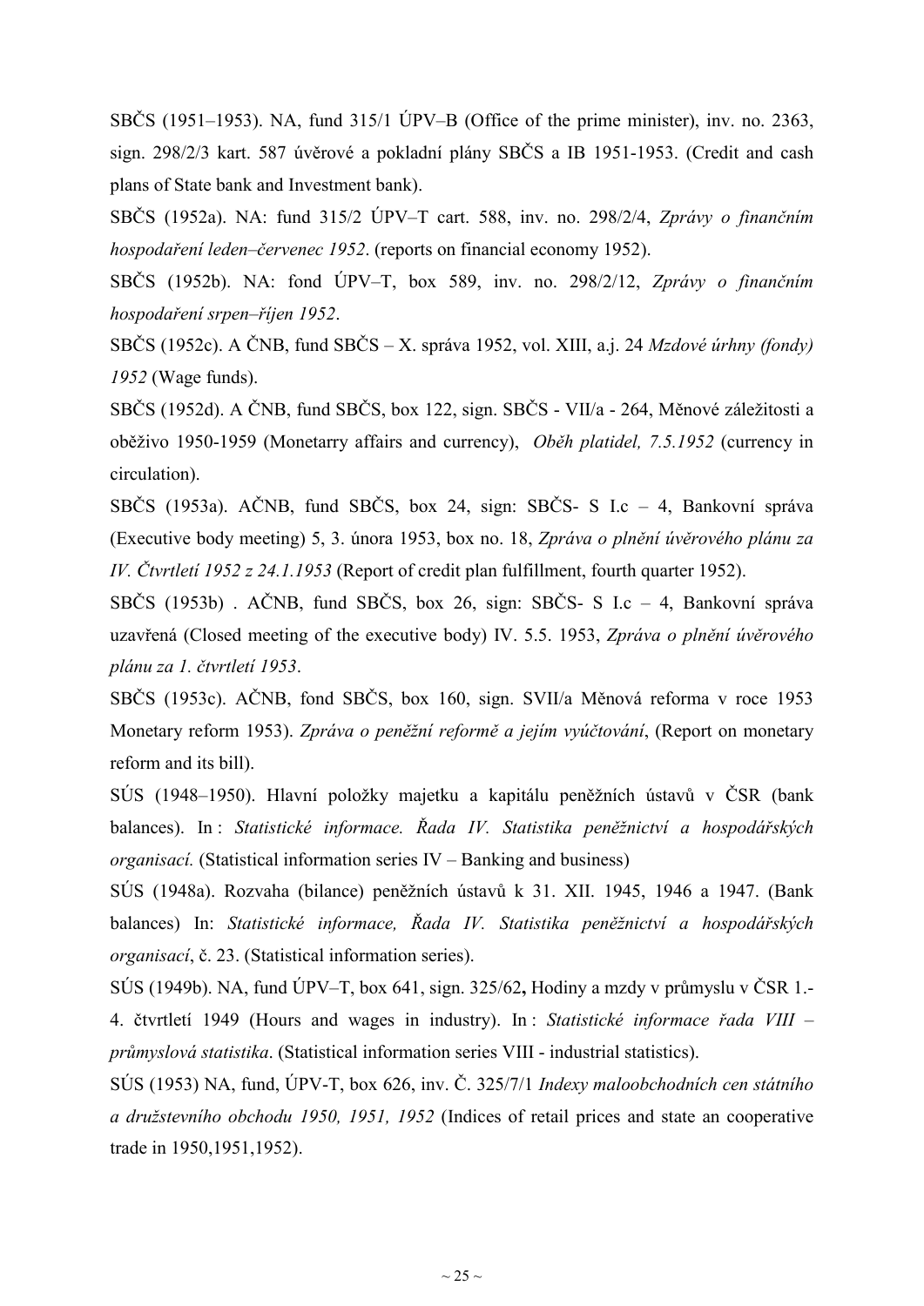SBČS (1951–1953). NA, fund 315/1 ÚPV–B (Office of the prime minister), inv. no. 2363, sign. 298/2/3 kart. 587 úvěrové a pokladní plány SBČS a IB 1951-1953. (Credit and cash plans of State bank and Investment bank).

SBČS (1952a). NA: fund 315/2 ÚPV–T cart. 588, inv. no. 298/2/4, *Zprávy o finančním hospodaření leden–červenec 1952*. (reports on financial economy 1952).

SBČS (1952b). NA: fond ÚPV–T, box 589, inv. no. 298/2/12, *Zprávy o finančním hospodaření srpen–říjen 1952*.

SBČS (1952c). A ČNB, fund SBČS – X. správa 1952, vol. XIII, a.j. 24 *Mzdové úrhny (fondy) 1952* (Wage funds).

SBČS (1952d). A ČNB, fund SBČS, box 122, sign. SBČS - VII/a - 264, Měnové záležitosti a oběživo 1950-1959 (Monetarry affairs and currency), *Oběh platidel, 7.5.1952* (currency in circulation).

SBČS (1953a). AČNB, fund SBČS, box 24, sign: SBČS- S I.c – 4, Bankovní správa (Executive body meeting) 5, 3. února 1953, box no. 18, *Zpráva o plnění úvěrového plánu za IV. Čtvrtletí 1952 z 24.1.1953* (Report of credit plan fulfillment, fourth quarter 1952).

SBČS (1953b) . AČNB, fund SBČS, box 26, sign: SBČS- S I.c – 4, Bankovní správa uzavřená (Closed meeting of the executive body) IV. 5.5. 1953, *Zpráva o plnění úvěrového plánu za 1. čtvrtletí 1953*.

SBČS (1953c). AČNB, fond SBČS, box 160, sign. SVII/a Měnová reforma v roce 1953 Monetary reform 1953). *Zpráva o peněžní reformě a jejím vyúčtování*, (Report on monetary reform and its bill).

SÚS (1948–1950). Hlavní položky majetku a kapitálu peněžních ústavů v ČSR (bank balances). In : *Statistické informace. Řada IV. Statistika peněžnictví a hospodářských organisací.* (Statistical information series IV – Banking and business)

SÚS (1948a). Rozvaha (bilance) peněžních ústavů k 31. XII. 1945, 1946 a 1947. (Bank balances) In: *Statistické informace, Řada IV. Statistika peněžnictví a hospodářských organisací*, č. 23. (Statistical information series).

SÚS (1949b). NA, fund ÚPV–T, box 641, sign. 325/62**,** Hodiny a mzdy v průmyslu v ČSR 1.-4. čtvrtletí 1949 (Hours and wages in industry). In : *Statistické informace řada VIII – průmyslová statistika*. (Statistical information series VIII - industrial statistics).

SÚS (1953) NA, fund, ÚPV-T, box 626, inv. Č. 325/7/1 *Indexy maloobchodních cen státního a družstevního obchodu 1950, 1951, 1952* (Indices of retail prices and state an cooperative trade in 1950,1951,1952).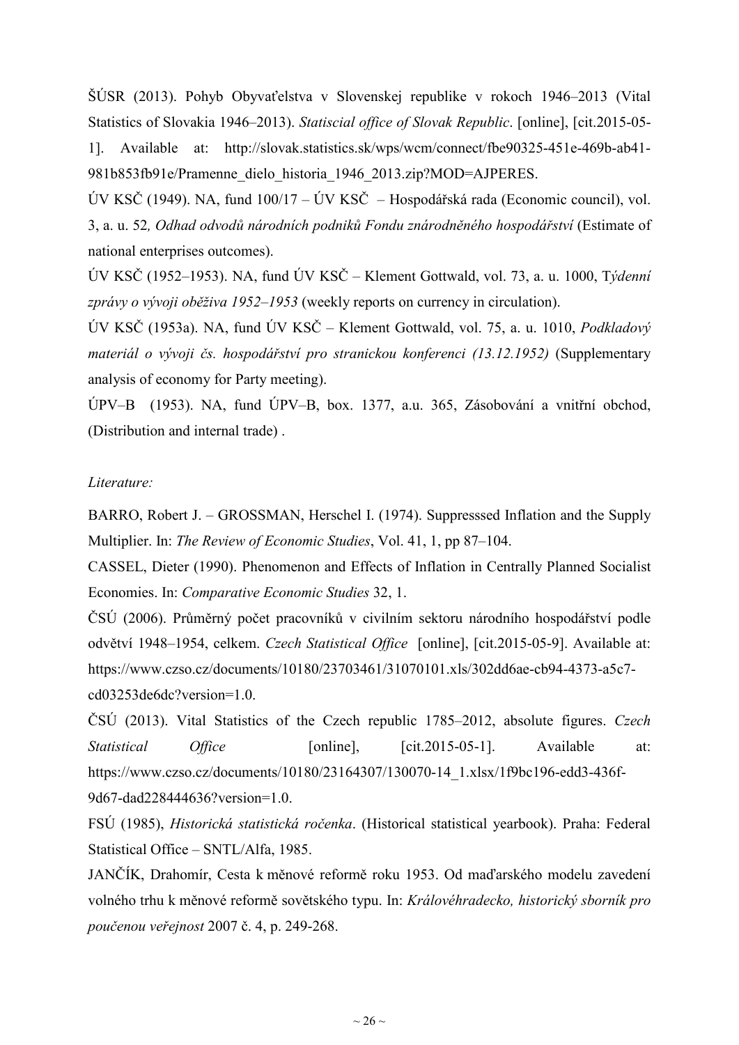ŠÚSR (2013). Pohyb Obyvaťelstva v Slovenskej republike v rokoch 1946–2013 (Vital Statistics of Slovakia 1946–2013). *Statiscial office of Slovak Republic*. [online], [cit.2015-05-1]. Available at: http://slovak.statistics.sk/wps/wcm/connect/fbe90325-451e-469b-ab41-981b853fb91e/Pramenne_dielo_historia_1946_2013.zip?MOD=AJPERES.

ÚV KSČ (1949). NA, fund 100/17 – ÚV KSČ – Hospodářská rada (Economic council), vol. 3, a. u. 52*, Odhad odvodů národních podniků Fondu znárodněného hospodářství* (Estimate of national enterprises outcomes).

ÚV KSČ (1952–1953). NA, fund ÚV KSČ – Klement Gottwald, vol. 73, a. u. 1000, T*ýdenní zprávy o vývoji oběživa 1952–1953* (weekly reports on currency in circulation).

ÚV KSČ (1953a). NA, fund ÚV KSČ – Klement Gottwald, vol. 75, a. u. 1010, *Podkladový materiál o vývoji čs. hospodářství pro stranickou konferenci (13.12.1952)* (Supplementary analysis of economy for Party meeting).

ÚPV–B (1953). NA, fund ÚPV–B, box. 1377, a.u. 365, Zásobování a vnitřní obchod, (Distribution and internal trade) .

*Literature:*

BARRO, Robert J. – GROSSMAN, Herschel I. (1974). Supresssed Inflation and the Supply Multiplier. In: *The Review of Economic Studies*, Vol. 41, 1, pp 87–104.

CASSEL, Dieter (1990). Phenomenon and Effects of Inflation in Centrally Planned Socialist Economies. In: *Comparative Economic Studies* 32, 1.

ČSÚ (2006). Průměrný počet pracovníků v civilním sektoru národního hospodářství podle odvětví 1948–1954, celkem. *Czech Statistical Office* [online], [cit.2015-05-9]. Available at: https://www.czso.cz/documents/10180/23703461/31070101.xls/302dd6ae-cb94-4373-a5c7-cd03253de6dc?version=1.0.

ČSÚ (2013). Vital Statistics of the Czech republic 1785–2012, absolute figures. *Czech Statistical Office* [online], [cit.2015-05-1]. Available at: https://www.czso.cz/documents/10180/23164307/130070-14_1.xlsx/1f9bc196-edd3-436f-9d67-dad228444636?version=1.0.

FSÚ (1985), *Historická statistická ročenka*. (Historical statistical yearbook). Praha: Federal Statistical Office – SNTL/Alfa, 1985.

JANČÍK, Drahomír, Cesta k měnové reformě roku 1953. Od maďarského modelu zavedení volného trhu k měnové reformě sovětského typu. In: *Královéhradecko, historický sborník pro poučenou veřejnost* 2007 č. 4, p. 249-268.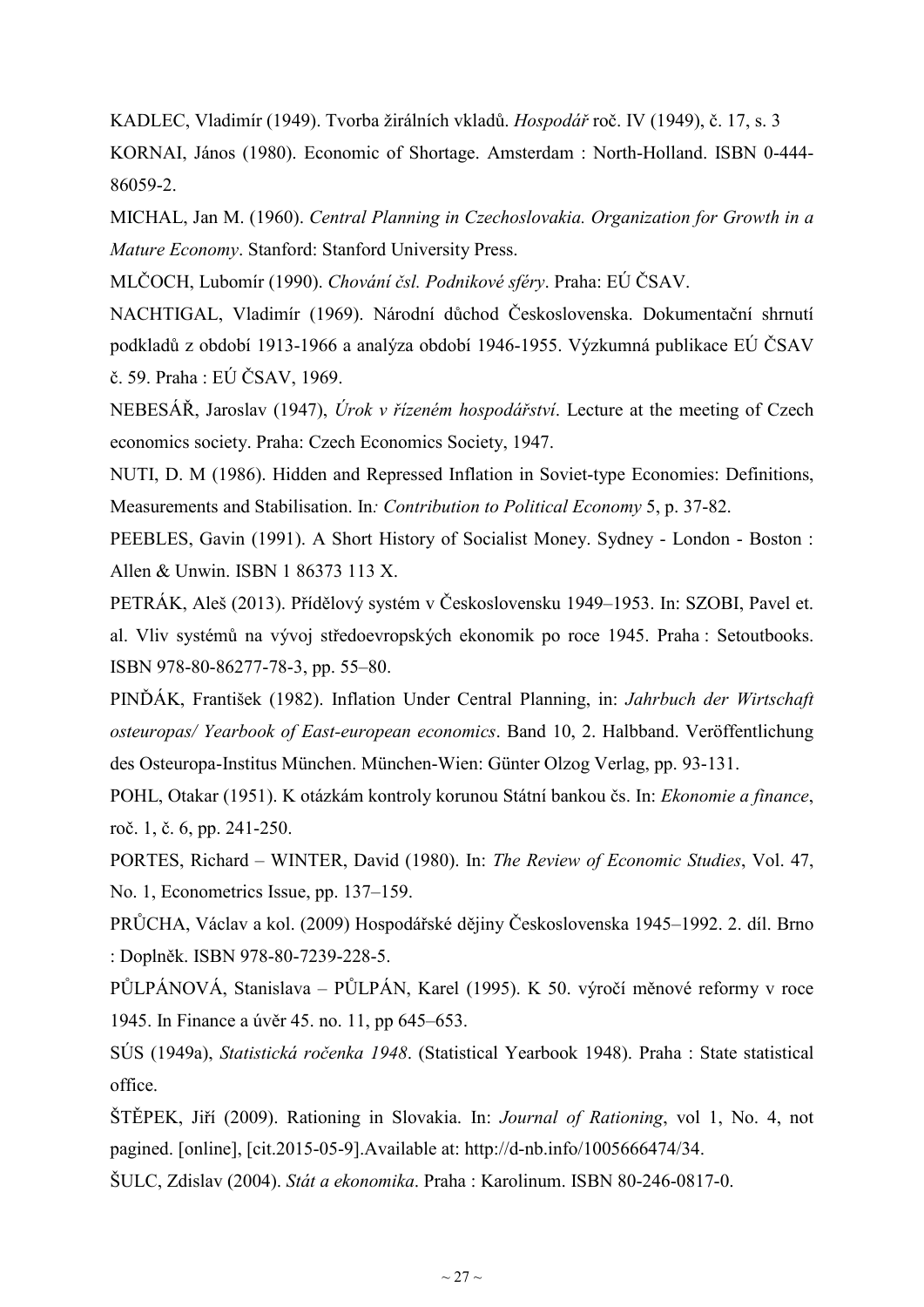KADLEC, Vladimír (1949). Tvorba žirálních vkladů. *Hospodář* roč. IV (1949), č. 17, s. 3

KORNAI, János (1980). Economic of Shortage. Amsterdam : North-Holland. ISBN 0-444-86059-2.

MICHAL, Jan M. (1960). *Central Planning in Czechoslovakia. Organization for Growth in a Mature Economy*. Stanford: Stanford University Press.

MLČOCH, Lubomír (1990). *Chování čsl. Podnikové sféry*. Praha: EÚ ČSAV.

NACHTIGAL, Vladimír (1969). Národní důchod Československa. Dokumentační shrnutí podkladů z období 1913-1966 a analýza období 1946-1955. Výzkumná publikace EÚ ČSAV č. 59. Praha : EÚ ČSAV, 1969.

NEBESÁŘ, Jaroslav (1947), *Úrok v řízeném hospodářství*. Lecture at the meeting of Czech economics society. Praha: Czech Economics Society, 1947.

NUTI, D. M (1986). Hidden and Repressed Inflation in Soviet-type Economies: Definitions, Measurements and Stabilisation. In*: Contribution to Political Economy* 5, p. 37-82.

PEEBLES, Gavin (1991). A Short History of Socialist Money. Sydney - London - Boston : Allen & Unwin. ISBN 1 86373 113 X.

PETRÁK, Aleš (2013). Přídělový systém v Československu 1949–1953. In: SZOBI, Pavel et. al. Vliv systémů na vývoj středoevropských ekonomik po roce 1945. Praha : Setoutbooks. ISBN 978-80-86277-78-3, pp. 55–80.

PINĎÁK, František (1982). Inflation Under Central Planning, in: *Jahrbuch der Wirtschaft osteuropas/ Yearbook of East-european economics*. Band 10, 2. Halbband. Veröffentlichung des Osteuropa-Institus München. München-Wien: Günter Olzog Verlag, pp. 93-131.

POHL, Otakar (1951). K otázkám kontroly korunou Státní bankou čs. In: *Ekonomie a finance*, roč. 1, č. 6, pp. 241-250.

PORTES, Richard – WINTER, David (1980). In: *The Review of Economic Studies*, Vol. 47, No. 1, Econometrics Issue, pp. 137–159.

PRŮCHA, Václav a kol. (2009) Hospodářské dějiny Československa 1945–1992. 2. díl. Brno : Doplněk. ISBN 978-80-7239-228-5.

PŮLPÁNOVÁ, Stanislava – PŮLPÁN, Karel (1995). K 50. výročí měnové reformy v roce 1945. In Finance a úvěr 45. no. 11, pp 645–653.

SÚS (1949a), *Statistická ročenka 1948*. (Statistical Yearbook 1948). Praha : State statistical office.

ŠTĚPEK, Jiří (2009). Rationing in Slovakia. In: *Journal of Rationing*, vol 1, No. 4, not pagined. [online], [cit.2015-05-9].Available at: http://d-nb.info/1005666474/34.

ŠULC, Zdislav (2004). *Stát a ekonomika*. Praha : Karolinum. ISBN 80-246-0817-0.